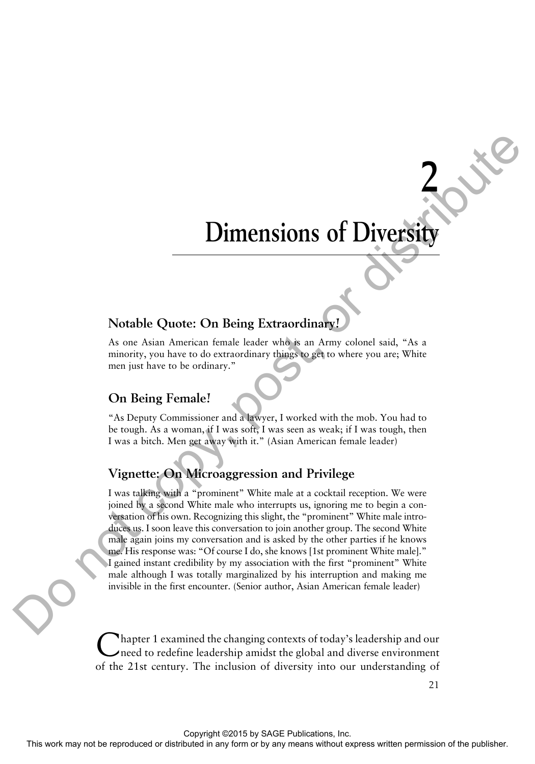# 2

# Dimensions of Diversity

### Notable Quote: On Being Extraordinary!

As one Asian American female leader who is an Army colonel said, "As a minority, you have to do extraordinary things to get to where you are; White men just have to be ordinary."

### On Being Female!

"As Deputy Commissioner and a lawyer, I worked with the mob. You had to be tough. As a woman, if I was soft, I was seen as weak; if I was tough, then I was a bitch. Men get away with it." (Asian American female leader)

### Vignette: On Microaggression and Privilege

I was talking with a "prominent" White male at a cocktail reception. We were joined by a second White male who interrupts us, ignoring me to begin a conversation of his own. Recognizing this slight, the "prominent" White male introduces us. I soon leave this conversation to join another group. The second White male again joins my conversation and is asked by the other parties if he knows me. His response was: "Of course I do, she knows [1st prominent White male]." I gained instant credibility by my association with the first "prominent" White male although I was totally marginalized by his interruption and making me invisible in the first encounter. (Senior author, Asian American female leader)

Chapter 1 examined the changing contexts of today's leadership and our need to redefine leadership amidst the global and diverse environment of the 21st century. The inclusion of diversity into our understanding of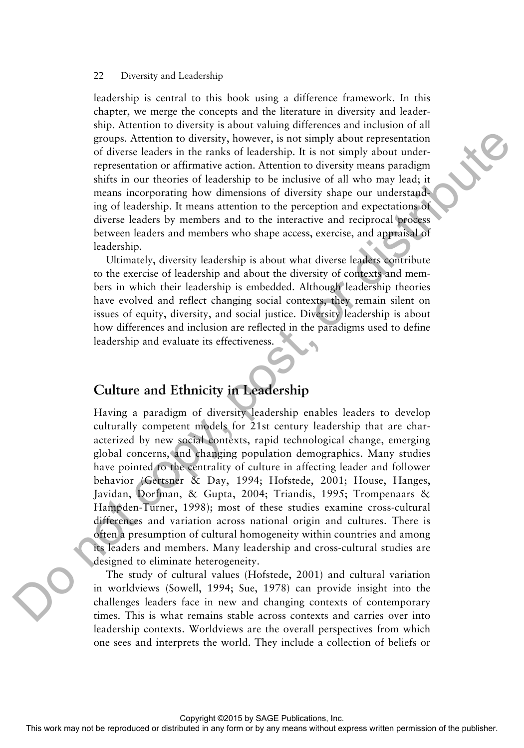leadership is central to this book using a difference framework. In this chapter, we merge the concepts and the literature in diversity and leadership. Attention to diversity is about valuing differences and inclusion of all groups. Attention to diversity, however, is not simply about representation of diverse leaders in the ranks of leadership. It is not simply about underrepresentation or affirmative action. Attention to diversity means paradigm shifts in our theories of leadership to be inclusive of all who may lead; it means incorporating how dimensions of diversity shape our understanding of leadership. It means attention to the perception and expectations of diverse leaders by members and to the interactive and reciprocal process between leaders and members who shape access, exercise, and appraisal of leadership.

Ultimately, diversity leadership is about what diverse leaders contribute to the exercise of leadership and about the diversity of contexts and members in which their leadership is embedded. Although leadership theories have evolved and reflect changing social contexts, they remain silent on issues of equity, diversity, and social justice. Diversity leadership is about how differences and inclusion are reflected in the paradigms used to define leadership and evaluate its effectiveness.

## Culture and Ethnicity in Leadership

Having a paradigm of diversity leadership enables leaders to develop culturally competent models for 21st century leadership that are characterized by new social contexts, rapid technological change, emerging global concerns, and changing population demographics. Many studies have pointed to the centrality of culture in affecting leader and follower behavior (Gertsner & Day, 1994; Hofstede, 2001; House, Hanges, Javidan, Dorfman, & Gupta, 2004; Triandis, 1995; Trompenaars & Hampden-Turner, 1998); most of these studies examine cross-cultural differences and variation across national origin and cultures. There is often a presumption of cultural homogeneity within countries and among its leaders and members. Many leadership and cross-cultural studies are designed to eliminate heterogeneity.

The study of cultural values (Hofstede, 2001) and cultural variation in worldviews (Sowell, 1994; Sue, 1978) can provide insight into the challenges leaders face in new and changing contexts of contemporary times. This is what remains stable across contexts and carries over into leadership contexts. Worldviews are the overall perspectives from which one sees and interprets the world. They include a collection of beliefs or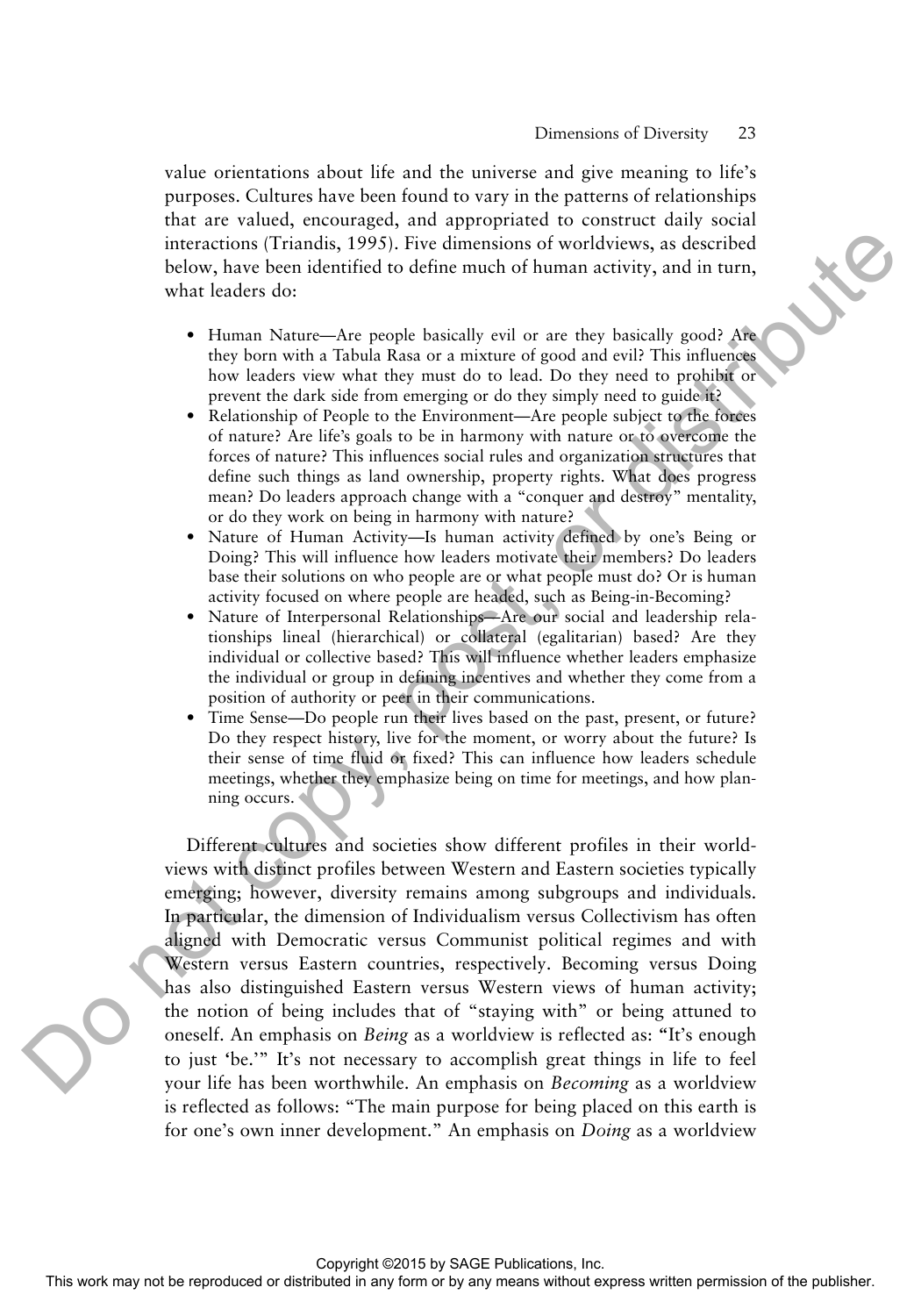value orientations about life and the universe and give meaning to life's purposes. Cultures have been found to vary in the patterns of relationships that are valued, encouraged, and appropriated to construct daily social interactions (Triandis, 1995). Five dimensions of worldviews, as described below, have been identified to define much of human activity, and in turn, what leaders do:

- Human Nature—Are people basically evil or are they basically good? Are they born with a Tabula Rasa or a mixture of good and evil? This influences how leaders view what they must do to lead. Do they need to prohibit or prevent the dark side from emerging or do they simply need to guide it?
- Relationship of People to the Environment—Are people subject to the forces of nature? Are life's goals to be in harmony with nature or to overcome the forces of nature? This influences social rules and organization structures that define such things as land ownership, property rights. What does progress mean? Do leaders approach change with a "conquer and destroy" mentality, or do they work on being in harmony with nature?
- Nature of Human Activity—Is human activity defined by one's Being or Doing? This will influence how leaders motivate their members? Do leaders base their solutions on who people are or what people must do? Or is human activity focused on where people are headed, such as Being-in-Becoming?
- Nature of Interpersonal Relationships—Are our social and leadership relationships lineal (hierarchical) or collateral (egalitarian) based? Are they individual or collective based? This will influence whether leaders emphasize the individual or group in defining incentives and whether they come from a position of authority or peer in their communications.
- Time Sense—Do people run their lives based on the past, present, or future? Do they respect history, live for the moment, or worry about the future? Is their sense of time fluid or fixed? This can influence how leaders schedule meetings, whether they emphasize being on time for meetings, and how planning occurs.

Different cultures and societies show different profiles in their worldviews with distinct profiles between Western and Eastern societies typically emerging; however, diversity remains among subgroups and individuals. In particular, the dimension of Individualism versus Collectivism has often aligned with Democratic versus Communist political regimes and with Western versus Eastern countries, respectively. Becoming versus Doing has also distinguished Eastern versus Western views of human activity; the notion of being includes that of "staying with" or being attuned to oneself. An emphasis on *Being* as a worldview is reflected as: "It's enough to just 'be.'" It's not necessary to accomplish great things in life to feel your life has been worthwhile. An emphasis on *Becoming* as a worldview is reflected as follows: "The main purpose for being placed on this earth is for one's own inner development." An emphasis on *Doing* as a worldview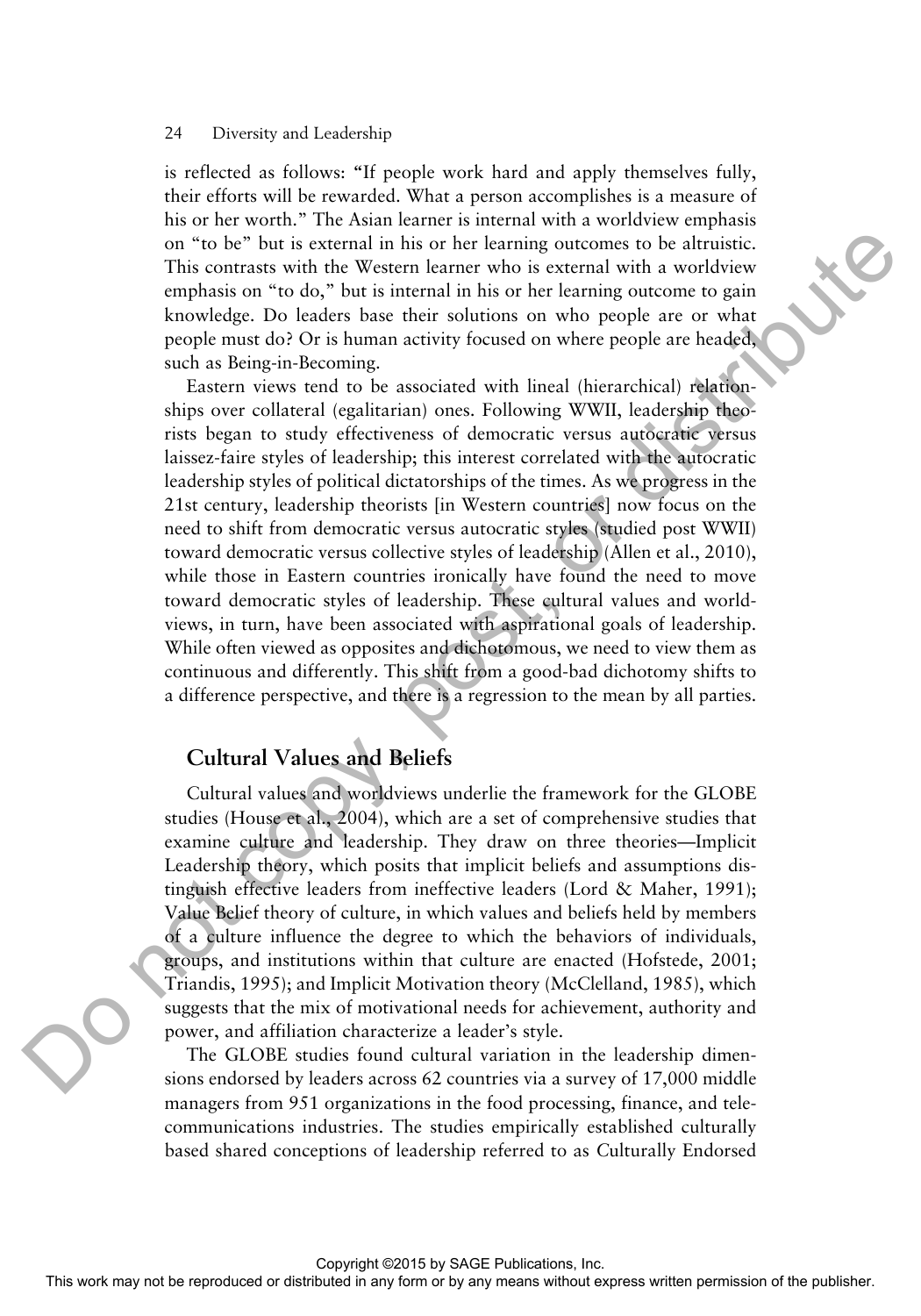is reflected as follows: "If people work hard and apply themselves fully, their efforts will be rewarded. What a person accomplishes is a measure of his or her worth." The Asian learner is internal with a worldview emphasis on "to be" but is external in his or her learning outcomes to be altruistic. This contrasts with the Western learner who is external with a worldview emphasis on "to do," but is internal in his or her learning outcome to gain knowledge. Do leaders base their solutions on who people are or what people must do? Or is human activity focused on where people are headed, such as Being-in-Becoming.

Eastern views tend to be associated with lineal (hierarchical) relationships over collateral (egalitarian) ones. Following WWII, leadership theorists began to study effectiveness of democratic versus autocratic versus laissez-faire styles of leadership; this interest correlated with the autocratic leadership styles of political dictatorships of the times. As we progress in the 21st century, leadership theorists [in Western countries] now focus on the need to shift from democratic versus autocratic styles (studied post WWII) toward democratic versus collective styles of leadership (Allen et al., 2010), while those in Eastern countries ironically have found the need to move toward democratic styles of leadership. These cultural values and worldviews, in turn, have been associated with aspirational goals of leadership. While often viewed as opposites and dichotomous, we need to view them as continuous and differently. This shift from a good-bad dichotomy shifts to a difference perspective, and there is a regression to the mean by all parties.

## Cultural Values and Beliefs

Cultural values and worldviews underlie the framework for the GLOBE studies (House et al., 2004), which are a set of comprehensive studies that examine culture and leadership. They draw on three theories—Implicit Leadership theory, which posits that implicit beliefs and assumptions distinguish effective leaders from ineffective leaders (Lord & Maher, 1991); Value Belief theory of culture, in which values and beliefs held by members of a culture influence the degree to which the behaviors of individuals, groups, and institutions within that culture are enacted (Hofstede, 2001; Triandis, 1995); and Implicit Motivation theory (McClelland, 1985), which suggests that the mix of motivational needs for achievement, authority and power, and affiliation characterize a leader's style.

The GLOBE studies found cultural variation in the leadership dimensions endorsed by leaders across 62 countries via a survey of 17,000 middle managers from 951 organizations in the food processing, finance, and telecommunications industries. The studies empirically established culturally based shared conceptions of leadership referred to as Culturally Endorsed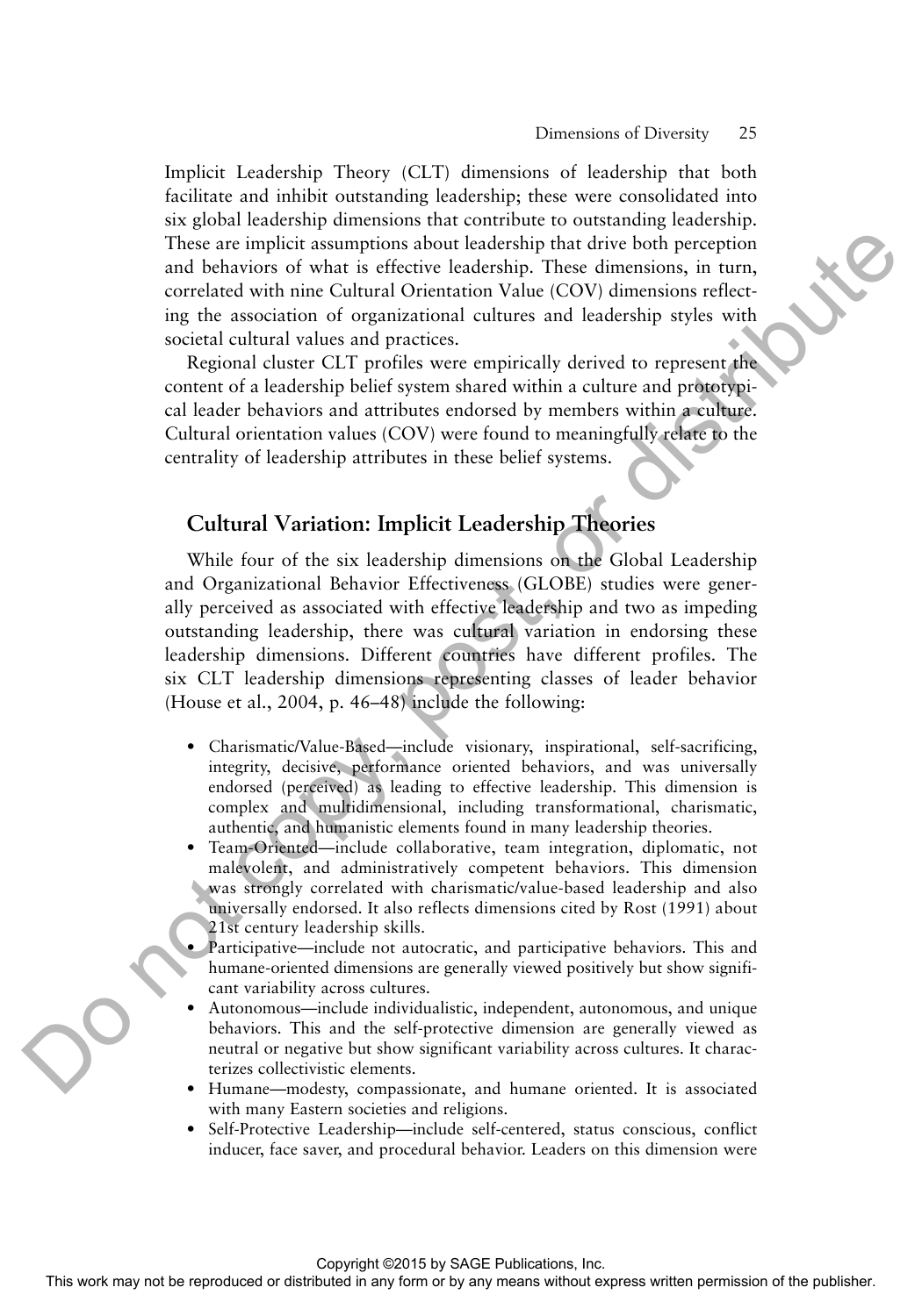Implicit Leadership Theory (CLT) dimensions of leadership that both facilitate and inhibit outstanding leadership; these were consolidated into six global leadership dimensions that contribute to outstanding leadership. These are implicit assumptions about leadership that drive both perception and behaviors of what is effective leadership. These dimensions, in turn, correlated with nine Cultural Orientation Value (COV) dimensions reflecting the association of organizational cultures and leadership styles with societal cultural values and practices.

Regional cluster CLT profiles were empirically derived to represent the content of a leadership belief system shared within a culture and prototypical leader behaviors and attributes endorsed by members within a culture. Cultural orientation values (COV) were found to meaningfully relate to the centrality of leadership attributes in these belief systems.

## Cultural Variation: Implicit Leadership Theories

While four of the six leadership dimensions on the Global Leadership and Organizational Behavior Effectiveness (GLOBE) studies were generally perceived as associated with effective leadership and two as impeding outstanding leadership, there was cultural variation in endorsing these leadership dimensions. Different countries have different profiles. The six CLT leadership dimensions representing classes of leader behavior (House et al., 2004, p. 46–48) include the following:

- Charismatic/Value-Based—include visionary, inspirational, self-sacrificing, integrity, decisive, performance oriented behaviors, and was universally endorsed (perceived) as leading to effective leadership. This dimension is complex and multidimensional, including transformational, charismatic, authentic, and humanistic elements found in many leadership theories.
- Team-Oriented—include collaborative, team integration, diplomatic, not malevolent, and administratively competent behaviors. This dimension was strongly correlated with charismatic/value-based leadership and also universally endorsed. It also reflects dimensions cited by Rost (1991) about 21st century leadership skills.
- Participative—include not autocratic, and participative behaviors. This and humane-oriented dimensions are generally viewed positively but show significant variability across cultures.
- Autonomous—include individualistic, independent, autonomous, and unique behaviors. This and the self-protective dimension are generally viewed as neutral or negative but show significant variability across cultures. It characterizes collectivistic elements.
- Humane—modesty, compassionate, and humane oriented. It is associated with many Eastern societies and religions.
- Self-Protective Leadership—include self-centered, status conscious, conflict inducer, face saver, and procedural behavior. Leaders on this dimension were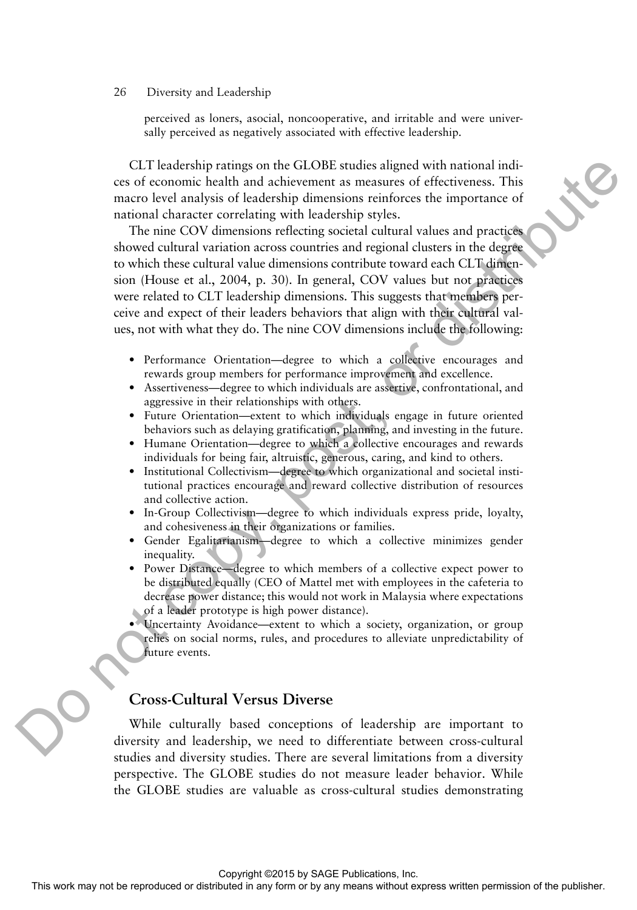perceived as loners, asocial, noncooperative, and irritable and were universally perceived as negatively associated with effective leadership.

CLT leadership ratings on the GLOBE studies aligned with national indices of economic health and achievement as measures of effectiveness. This macro level analysis of leadership dimensions reinforces the importance of national character correlating with leadership styles.

The nine COV dimensions reflecting societal cultural values and practices showed cultural variation across countries and regional clusters in the degree to which these cultural value dimensions contribute toward each CLT dimension (House et al., 2004, p. 30). In general, COV values but not practices were related to CLT leadership dimensions. This suggests that members perceive and expect of their leaders behaviors that align with their cultural values, not with what they do. The nine COV dimensions include the following:

- Performance Orientation—degree to which a collective encourages and rewards group members for performance improvement and excellence.
- Assertiveness—degree to which individuals are assertive, confrontational, and aggressive in their relationships with others.
- Future Orientation—extent to which individuals engage in future oriented behaviors such as delaying gratification, planning, and investing in the future.
- Humane Orientation—degree to which a collective encourages and rewards individuals for being fair, altruistic, generous, caring, and kind to others.
- Institutional Collectivism—degree to which organizational and societal institutional practices encourage and reward collective distribution of resources and collective action.
- In-Group Collectivism—degree to which individuals express pride, loyalty, and cohesiveness in their organizations or families.
- Gender Egalitarianism—degree to which a collective minimizes gender inequality.
- Power Distance—degree to which members of a collective expect power to be distributed equally (CEO of Mattel met with employees in the cafeteria to decrease power distance; this would not work in Malaysia where expectations of a leader prototype is high power distance).
- Uncertainty Avoidance—extent to which a society, organization, or group relies on social norms, rules, and procedures to alleviate unpredictability of future events.

## Cross-Cultural Versus Diverse

While culturally based conceptions of leadership are important to diversity and leadership, we need to differentiate between cross-cultural studies and diversity studies. There are several limitations from a diversity perspective. The GLOBE studies do not measure leader behavior. While the GLOBE studies are valuable as cross-cultural studies demonstrating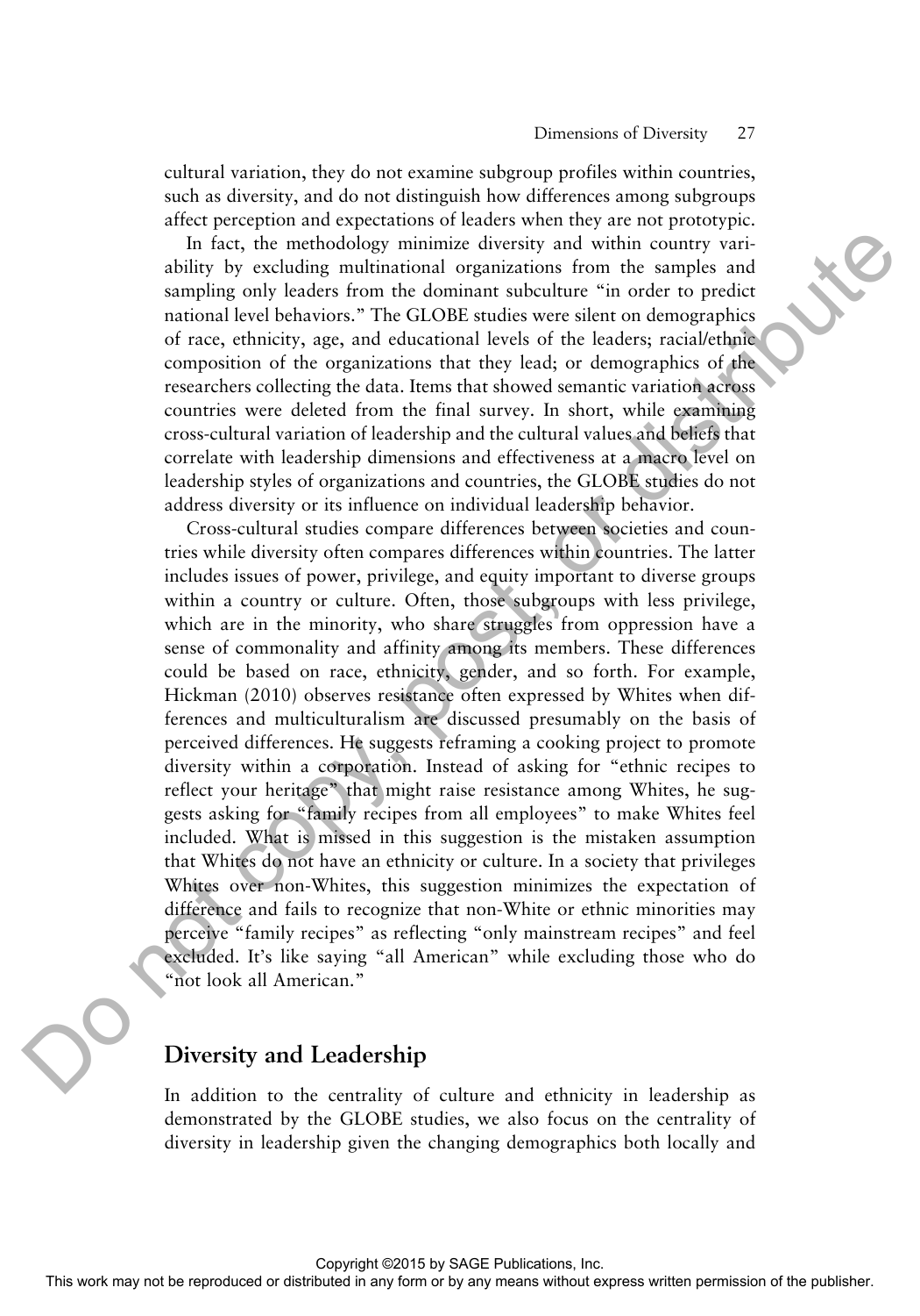cultural variation, they do not examine subgroup profiles within countries, such as diversity, and do not distinguish how differences among subgroups affect perception and expectations of leaders when they are not prototypic.

In fact, the methodology minimize diversity and within country variability by excluding multinational organizations from the samples and sampling only leaders from the dominant subculture "in order to predict national level behaviors." The GLOBE studies were silent on demographics of race, ethnicity, age, and educational levels of the leaders; racial/ethnic composition of the organizations that they lead; or demographics of the researchers collecting the data. Items that showed semantic variation across countries were deleted from the final survey. In short, while examining cross-cultural variation of leadership and the cultural values and beliefs that correlate with leadership dimensions and effectiveness at a macro level on leadership styles of organizations and countries, the GLOBE studies do not address diversity or its influence on individual leadership behavior.

Cross-cultural studies compare differences between societies and countries while diversity often compares differences within countries. The latter includes issues of power, privilege, and equity important to diverse groups within a country or culture. Often, those subgroups with less privilege, which are in the minority, who share struggles from oppression have a sense of commonality and affinity among its members. These differences could be based on race, ethnicity, gender, and so forth. For example, Hickman (2010) observes resistance often expressed by Whites when differences and multiculturalism are discussed presumably on the basis of perceived differences. He suggests reframing a cooking project to promote diversity within a corporation. Instead of asking for "ethnic recipes to reflect your heritage" that might raise resistance among Whites, he suggests asking for "family recipes from all employees" to make Whites feel included. What is missed in this suggestion is the mistaken assumption that Whites do not have an ethnicity or culture. In a society that privileges Whites over non-Whites, this suggestion minimizes the expectation of difference and fails to recognize that non-White or ethnic minorities may perceive "family recipes" as reflecting "only mainstream recipes" and feel excluded. It's like saying "all American" while excluding those who do "not look all American."

## Diversity and Leadership

In addition to the centrality of culture and ethnicity in leadership as demonstrated by the GLOBE studies, we also focus on the centrality of diversity in leadership given the changing demographics both locally and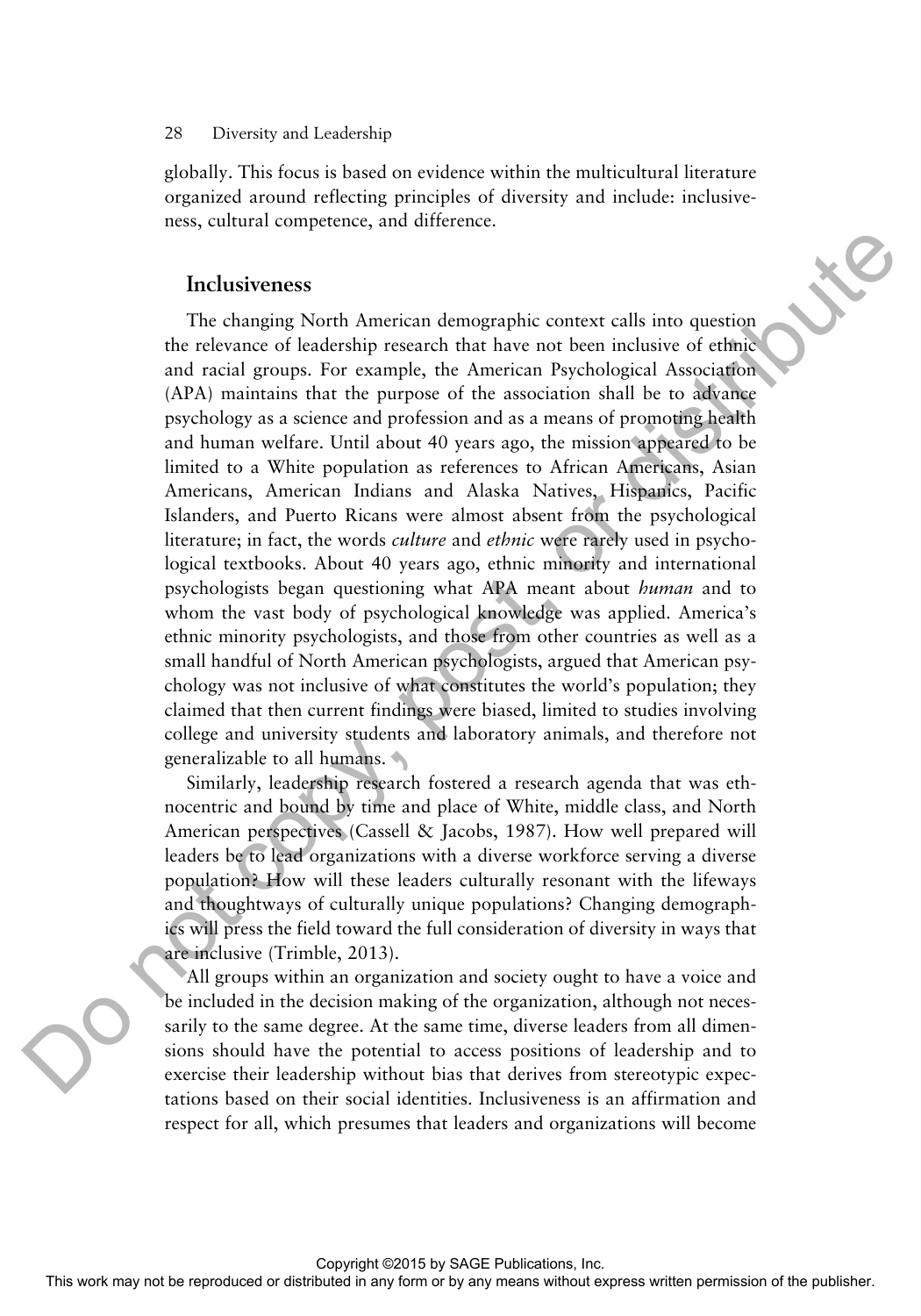globally. This focus is based on evidence within the multicultural literature organized around reflecting principles of diversity and include: inclusiveness, cultural competence, and difference.

## Inclusiveness

The changing North American demographic context calls into question the relevance of leadership research that have not been inclusive of ethnic and racial groups. For example, the American Psychological Association (APA) maintains that the purpose of the association shall be to advance psychology as a science and profession and as a means of promoting health and human welfare. Until about 40 years ago, the mission appeared to be limited to a White population as references to African Americans, Asian Americans, American Indians and Alaska Natives, Hispanics, Pacific Islanders, and Puerto Ricans were almost absent from the psychological literature; in fact, the words *culture* and *ethnic* were rarely used in psychological textbooks. About 40 years ago, ethnic minority and international psychologists began questioning what APA meant about *human* and to whom the vast body of psychological knowledge was applied. America's ethnic minority psychologists, and those from other countries as well as a small handful of North American psychologists, argued that American psychology was not inclusive of what constitutes the world's population; they claimed that then current findings were biased, limited to studies involving college and university students and laboratory animals, and therefore not generalizable to all humans.

Similarly, leadership research fostered a research agenda that was ethnocentric and bound by time and place of White, middle class, and North American perspectives (Cassell & Jacobs, 1987). How well prepared will leaders be to lead organizations with a diverse workforce serving a diverse population? How will these leaders culturally resonant with the lifeways and thoughtways of culturally unique populations? Changing demographics will press the field toward the full consideration of diversity in ways that are inclusive (Trimble, 2013).

All groups within an organization and society ought to have a voice and be included in the decision making of the organization, although not necessarily to the same degree. At the same time, diverse leaders from all dimensions should have the potential to access positions of leadership and to exercise their leadership without bias that derives from stereotypic expectations based on their social identities. Inclusiveness is an affirmation and respect for all, which presumes that leaders and organizations will become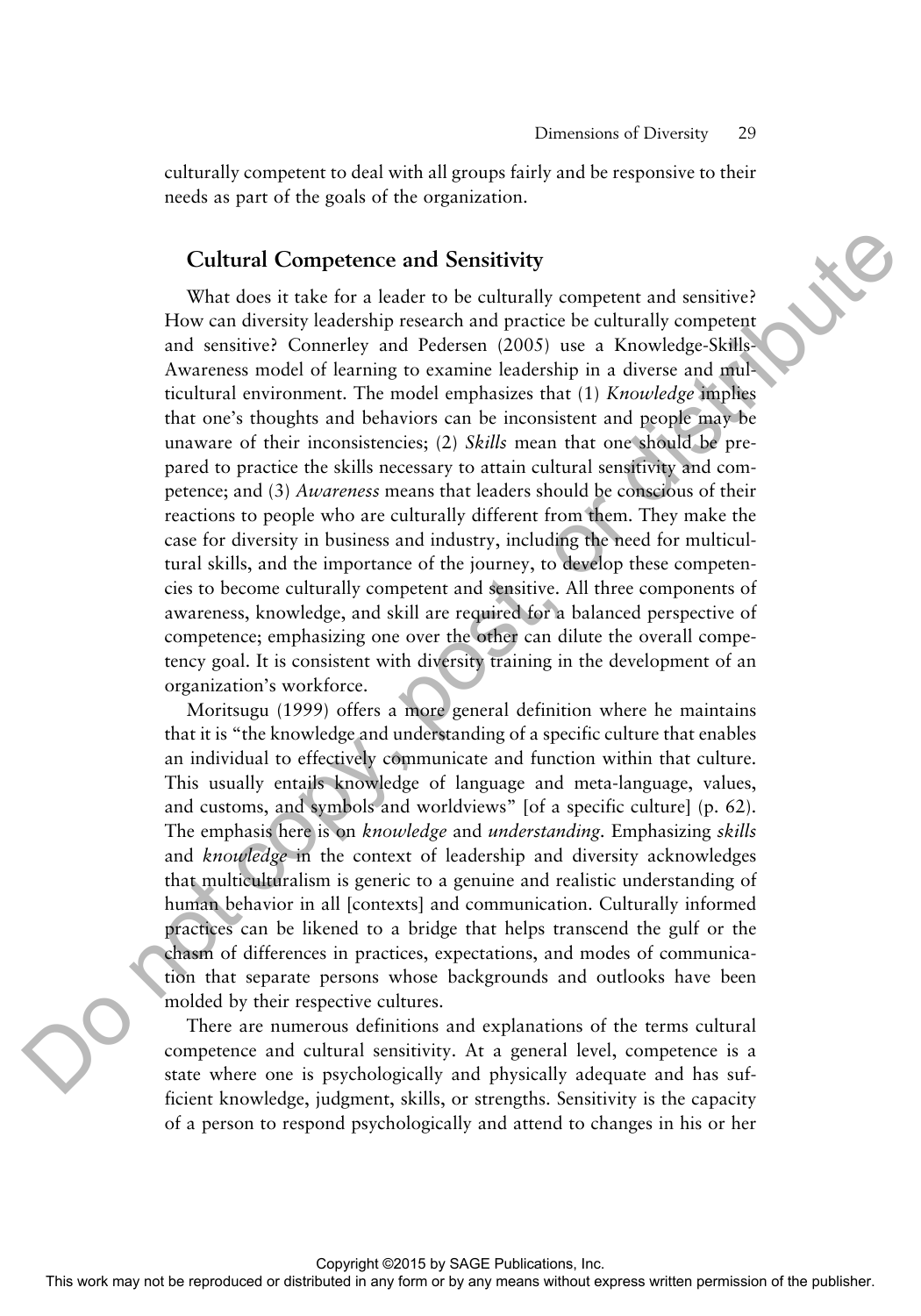culturally competent to deal with all groups fairly and be responsive to their needs as part of the goals of the organization.

## Cultural Competence and Sensitivity

What does it take for a leader to be culturally competent and sensitive? How can diversity leadership research and practice be culturally competent and sensitive? Connerley and Pedersen (2005) use a Knowledge-Skills-Awareness model of learning to examine leadership in a diverse and multicultural environment. The model emphasizes that (1) *Knowledge* implies that one's thoughts and behaviors can be inconsistent and people may be unaware of their inconsistencies; (2) *Skills* mean that one should be prepared to practice the skills necessary to attain cultural sensitivity and competence; and (3) *Awareness* means that leaders should be conscious of their reactions to people who are culturally different from them. They make the case for diversity in business and industry, including the need for multicultural skills, and the importance of the journey, to develop these competencies to become culturally competent and sensitive. All three components of awareness, knowledge, and skill are required for a balanced perspective of competence; emphasizing one over the other can dilute the overall competency goal. It is consistent with diversity training in the development of an organization's workforce.

Moritsugu (1999) offers a more general definition where he maintains that it is "the knowledge and understanding of a specific culture that enables an individual to effectively communicate and function within that culture. This usually entails knowledge of language and meta-language, values, and customs, and symbols and worldviews" [of a specific culture] (p. 62). The emphasis here is on *knowledge* and *understanding*. Emphasizing *skills* and *knowledge* in the context of leadership and diversity acknowledges that multiculturalism is generic to a genuine and realistic understanding of human behavior in all [contexts] and communication. Culturally informed practices can be likened to a bridge that helps transcend the gulf or the chasm of differences in practices, expectations, and modes of communication that separate persons whose backgrounds and outlooks have been molded by their respective cultures.

There are numerous definitions and explanations of the terms cultural competence and cultural sensitivity. At a general level, competence is a state where one is psychologically and physically adequate and has sufficient knowledge, judgment, skills, or strengths. Sensitivity is the capacity of a person to respond psychologically and attend to changes in his or her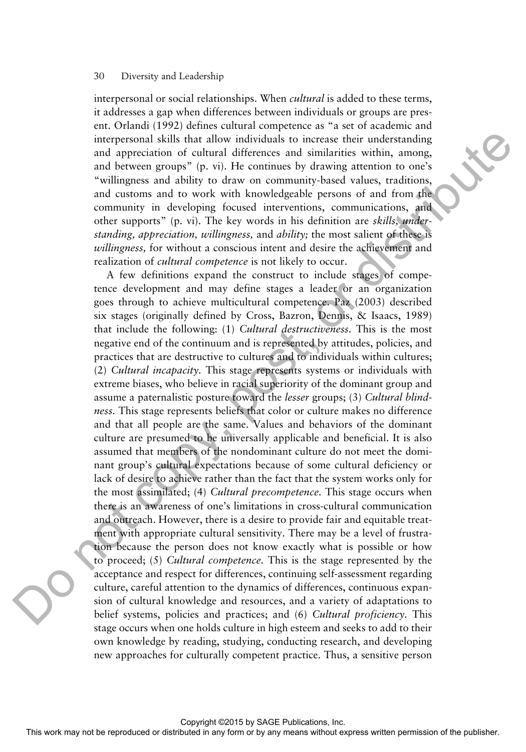interpersonal or social relationships. When *cultural* is added to these terms, it addresses a gap when differences between individuals or groups are present. Orlandi (1992) defines cultural competence as "a set of academic and interpersonal skills that allow individuals to increase their understanding and appreciation of cultural differences and similarities within, among, and between groups" (p. vi). He continues by drawing attention to one's "willingness and ability to draw on community-based values, traditions, and customs and to work with knowledgeable persons of and from the community in developing focused interventions, communications, and other supports" (p. vi). The key words in his definition are *skills, understanding, appreciation, willingness,* and *ability;* the most salient of these is *willingness,* for without a conscious intent and desire the achievement and realization of *cultural competence* is not likely to occur.

A few definitions expand the construct to include stages of competence development and may define stages a leader or an organization goes through to achieve multicultural competence. Paz (2003) described six stages (originally defined by Cross, Bazron, Dennis, & Isaacs, 1989) that include the following: (1) *Cultural destructiveness.* This is the most negative end of the continuum and is represented by attitudes, policies, and practices that are destructive to cultures and to individuals within cultures; (2) *Cultural incapacity.* This stage represents systems or individuals with extreme biases, who believe in racial superiority of the dominant group and assume a paternalistic posture toward the *lesser* groups; (3) *Cultural blindness.* This stage represents beliefs that color or culture makes no difference and that all people are the same. Values and behaviors of the dominant culture are presumed to be universally applicable and beneficial. It is also assumed that members of the nondominant culture do not meet the dominant group's cultural expectations because of some cultural deficiency or lack of desire to achieve rather than the fact that the system works only for the most assimilated; (4) *Cultural precompetence.* This stage occurs when there is an awareness of one's limitations in cross-cultural communication and outreach. However, there is a desire to provide fair and equitable treatment with appropriate cultural sensitivity. There may be a level of frustration because the person does not know exactly what is possible or how to proceed; (5) *Cultural competence.* This is the stage represented by the acceptance and respect for differences, continuing self-assessment regarding culture, careful attention to the dynamics of differences, continuous expansion of cultural knowledge and resources, and a variety of adaptations to belief systems, policies and practices; and (6) *Cultural proficiency.* This stage occurs when one holds culture in high esteem and seeks to add to their own knowledge by reading, studying, conducting research, and developing new approaches for culturally competent practice. Thus, a sensitive person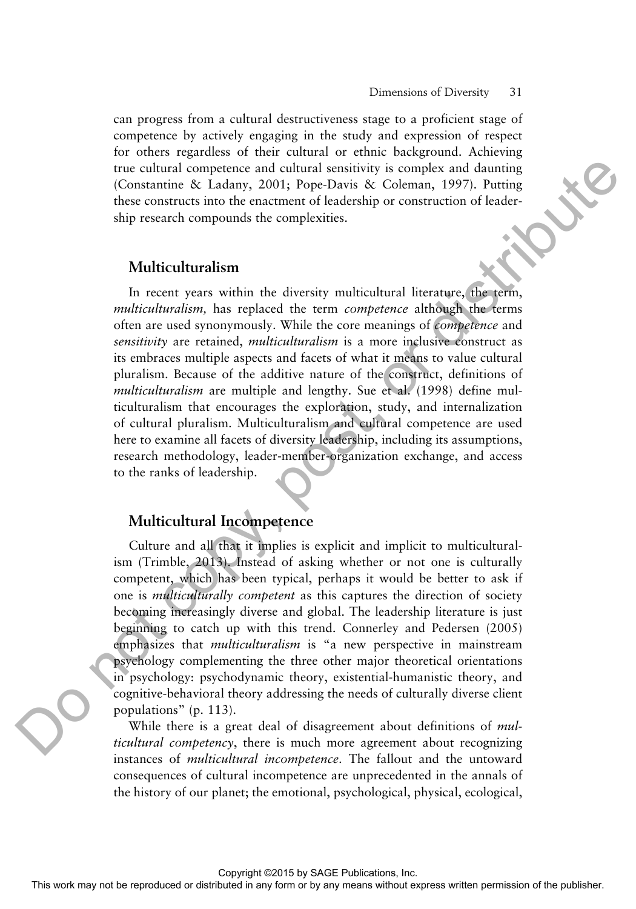can progress from a cultural destructiveness stage to a proficient stage of competence by actively engaging in the study and expression of respect for others regardless of their cultural or ethnic background. Achieving true cultural competence and cultural sensitivity is complex and daunting (Constantine & Ladany, 2001; Pope-Davis & Coleman, 1997). Putting these constructs into the enactment of leadership or construction of leadership research compounds the complexities.

## Multiculturalism

In recent years within the diversity multicultural literature, the term, *multiculturalism,* has replaced the term *competence* although the terms often are used synonymously. While the core meanings of *competence* and *sensitivity* are retained, *multiculturalism* is a more inclusive construct as its embraces multiple aspects and facets of what it means to value cultural pluralism. Because of the additive nature of the construct, definitions of *multiculturalism* are multiple and lengthy. Sue et al. (1998) define multiculturalism that encourages the exploration, study, and internalization of cultural pluralism. Multiculturalism and cultural competence are used here to examine all facets of diversity leadership, including its assumptions, research methodology, leader-member-organization exchange, and access to the ranks of leadership.

## Multicultural Incompetence

Culture and all that it implies is explicit and implicit to multiculturalism (Trimble, 2013). Instead of asking whether or not one is culturally competent, which has been typical, perhaps it would be better to ask if one is *multiculturally competent* as this captures the direction of society becoming increasingly diverse and global. The leadership literature is just beginning to catch up with this trend. Connerley and Pedersen (2005) emphasizes that *multiculturalism* is "a new perspective in mainstream psychology complementing the three other major theoretical orientations in psychology: psychodynamic theory, existential-humanistic theory, and cognitive-behavioral theory addressing the needs of culturally diverse client populations" (p. 113).

While there is a great deal of disagreement about definitions of *multicultural competency*, there is much more agreement about recognizing instances of *multicultural incompetence*. The fallout and the untoward consequences of cultural incompetence are unprecedented in the annals of the history of our planet; the emotional, psychological, physical, ecological,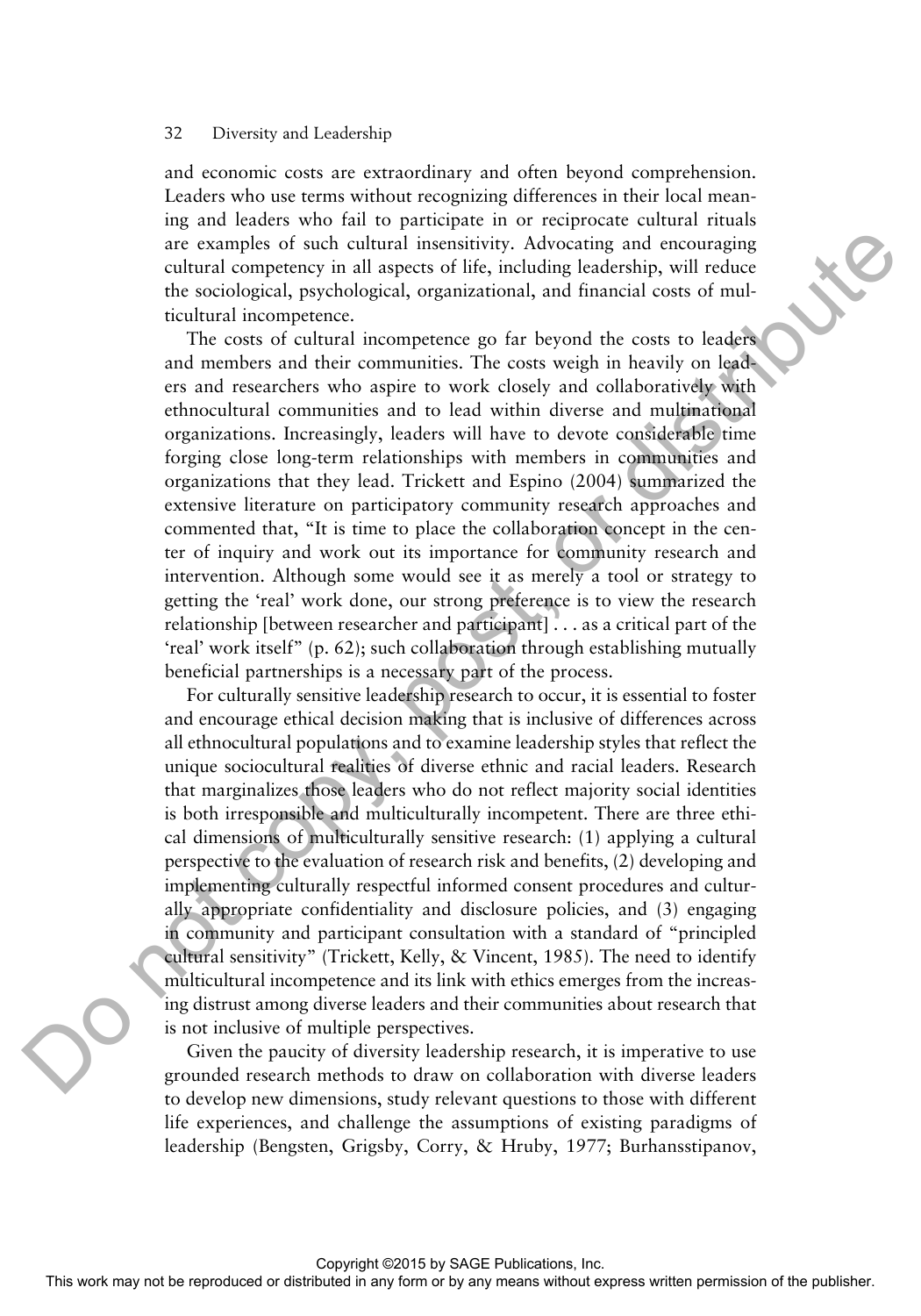and economic costs are extraordinary and often beyond comprehension. Leaders who use terms without recognizing differences in their local meaning and leaders who fail to participate in or reciprocate cultural rituals are examples of such cultural insensitivity. Advocating and encouraging cultural competency in all aspects of life, including leadership, will reduce the sociological, psychological, organizational, and financial costs of multicultural incompetence.

The costs of cultural incompetence go far beyond the costs to leaders and members and their communities. The costs weigh in heavily on leaders and researchers who aspire to work closely and collaboratively with ethnocultural communities and to lead within diverse and multinational organizations. Increasingly, leaders will have to devote considerable time forging close long-term relationships with members in communities and organizations that they lead. Trickett and Espino (2004) summarized the extensive literature on participatory community research approaches and commented that, "It is time to place the collaboration concept in the center of inquiry and work out its importance for community research and intervention. Although some would see it as merely a tool or strategy to getting the 'real' work done, our strong preference is to view the research relationship [between researcher and participant] . . . as a critical part of the 'real' work itself" (p. 62); such collaboration through establishing mutually beneficial partnerships is a necessary part of the process.

For culturally sensitive leadership research to occur, it is essential to foster and encourage ethical decision making that is inclusive of differences across all ethnocultural populations and to examine leadership styles that reflect the unique sociocultural realities of diverse ethnic and racial leaders. Research that marginalizes those leaders who do not reflect majority social identities is both irresponsible and multiculturally incompetent. There are three ethical dimensions of multiculturally sensitive research: (1) applying a cultural perspective to the evaluation of research risk and benefits, (2) developing and implementing culturally respectful informed consent procedures and culturally appropriate confidentiality and disclosure policies, and (3) engaging in community and participant consultation with a standard of "principled cultural sensitivity" (Trickett, Kelly, & Vincent, 1985). The need to identify multicultural incompetence and its link with ethics emerges from the increasing distrust among diverse leaders and their communities about research that is not inclusive of multiple perspectives.

Given the paucity of diversity leadership research, it is imperative to use grounded research methods to draw on collaboration with diverse leaders to develop new dimensions, study relevant questions to those with different life experiences, and challenge the assumptions of existing paradigms of leadership (Bengsten, Grigsby, Corry, & Hruby, 1977; Burhansstipanov,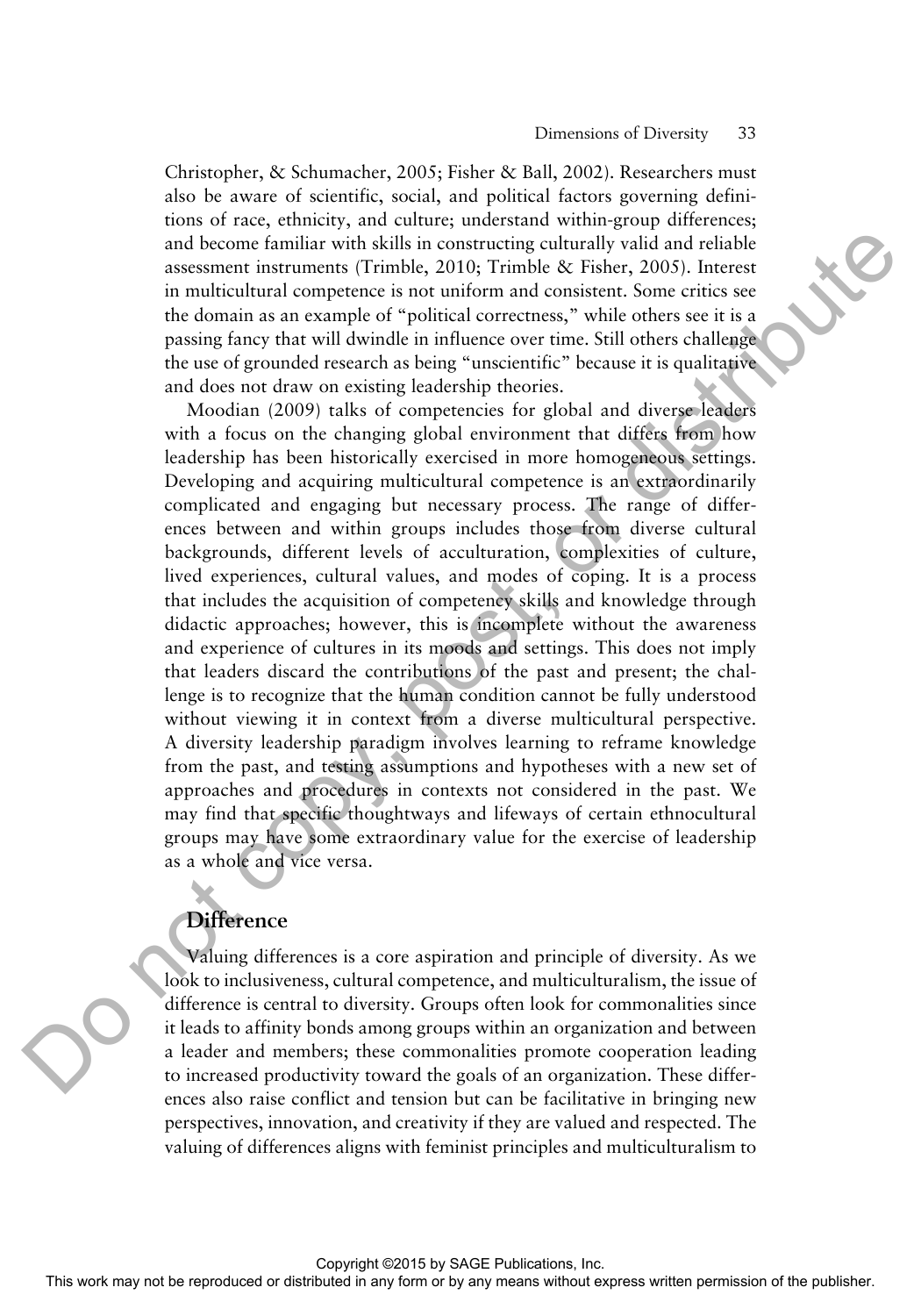Christopher, & Schumacher, 2005; Fisher & Ball, 2002). Researchers must also be aware of scientific, social, and political factors governing definitions of race, ethnicity, and culture; understand within-group differences; and become familiar with skills in constructing culturally valid and reliable assessment instruments (Trimble, 2010; Trimble & Fisher, 2005). Interest in multicultural competence is not uniform and consistent. Some critics see the domain as an example of "political correctness," while others see it is a passing fancy that will dwindle in influence over time. Still others challenge the use of grounded research as being "unscientific" because it is qualitative and does not draw on existing leadership theories.

Moodian (2009) talks of competencies for global and diverse leaders with a focus on the changing global environment that differs from how leadership has been historically exercised in more homogeneous settings. Developing and acquiring multicultural competence is an extraordinarily complicated and engaging but necessary process. The range of differences between and within groups includes those from diverse cultural backgrounds, different levels of acculturation, complexities of culture, lived experiences, cultural values, and modes of coping. It is a process that includes the acquisition of competency skills and knowledge through didactic approaches; however, this is incomplete without the awareness and experience of cultures in its moods and settings. This does not imply that leaders discard the contributions of the past and present; the challenge is to recognize that the human condition cannot be fully understood without viewing it in context from a diverse multicultural perspective. A diversity leadership paradigm involves learning to reframe knowledge from the past, and testing assumptions and hypotheses with a new set of approaches and procedures in contexts not considered in the past. We may find that specific thoughtways and lifeways of certain ethnocultural groups may have some extraordinary value for the exercise of leadership as a whole and vice versa.

## Difference

Valuing differences is a core aspiration and principle of diversity. As we look to inclusiveness, cultural competence, and multiculturalism, the issue of difference is central to diversity. Groups often look for commonalities since it leads to affinity bonds among groups within an organization and between a leader and members; these commonalities promote cooperation leading to increased productivity toward the goals of an organization. These differences also raise conflict and tension but can be facilitative in bringing new perspectives, innovation, and creativity if they are valued and respected. The valuing of differences aligns with feminist principles and multiculturalism to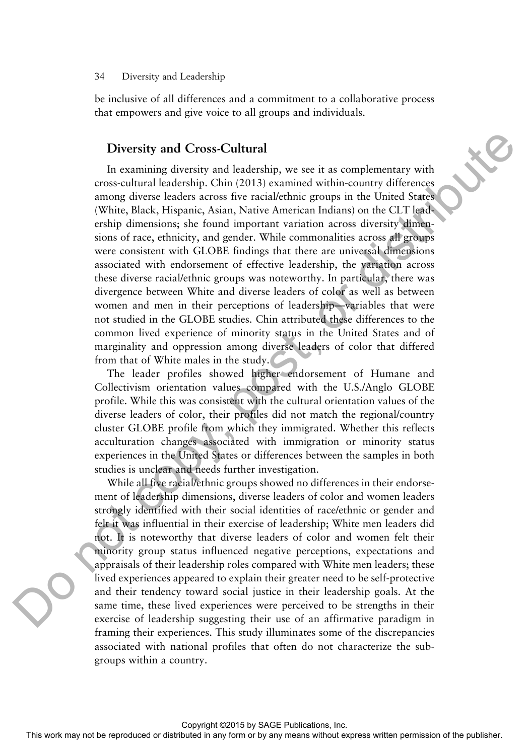be inclusive of all differences and a commitment to a collaborative process that empowers and give voice to all groups and individuals.

## Diversity and Cross-Cultural

In examining diversity and leadership, we see it as complementary with cross-cultural leadership. Chin (2013) examined within-country differences among diverse leaders across five racial/ethnic groups in the United States (White, Black, Hispanic, Asian, Native American Indians) on the CLT leadership dimensions; she found important variation across diversity dimensions of race, ethnicity, and gender. While commonalities across all groups were consistent with GLOBE findings that there are universal dimensions associated with endorsement of effective leadership, the variation across these diverse racial/ethnic groups was noteworthy. In particular, there was divergence between White and diverse leaders of color as well as between women and men in their perceptions of leadership—variables that were not studied in the GLOBE studies. Chin attributed these differences to the common lived experience of minority status in the United States and of marginality and oppression among diverse leaders of color that differed from that of White males in the study.

The leader profiles showed higher endorsement of Humane and Collectivism orientation values compared with the U.S./Anglo GLOBE profile. While this was consistent with the cultural orientation values of the diverse leaders of color, their profiles did not match the regional/country cluster GLOBE profile from which they immigrated. Whether this reflects acculturation changes associated with immigration or minority status experiences in the United States or differences between the samples in both studies is unclear and needs further investigation.

While all five racial/ethnic groups showed no differences in their endorsement of leadership dimensions, diverse leaders of color and women leaders strongly identified with their social identities of race/ethnic or gender and felt it was influential in their exercise of leadership; White men leaders did not. It is noteworthy that diverse leaders of color and women felt their minority group status influenced negative perceptions, expectations and appraisals of their leadership roles compared with White men leaders; these lived experiences appeared to explain their greater need to be self-protective and their tendency toward social justice in their leadership goals. At the same time, these lived experiences were perceived to be strengths in their exercise of leadership suggesting their use of an affirmative paradigm in framing their experiences. This study illuminates some of the discrepancies associated with national profiles that often do not characterize the subgroups within a country.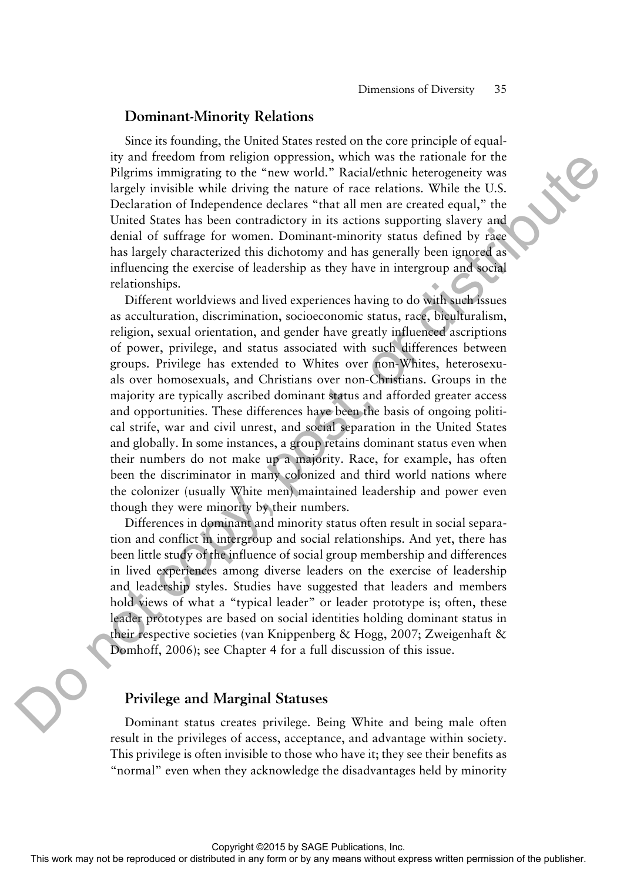## Dominant-Minority Relations

Since its founding, the United States rested on the core principle of equality and freedom from religion oppression, which was the rationale for the Pilgrims immigrating to the "new world." Racial/ethnic heterogeneity was largely invisible while driving the nature of race relations. While the U.S. Declaration of Independence declares "that all men are created equal," the United States has been contradictory in its actions supporting slavery and denial of suffrage for women. Dominant-minority status defined by race has largely characterized this dichotomy and has generally been ignored as influencing the exercise of leadership as they have in intergroup and social relationships.

Different worldviews and lived experiences having to do with such issues as acculturation, discrimination, socioeconomic status, race, biculturalism, religion, sexual orientation, and gender have greatly influenced ascriptions of power, privilege, and status associated with such differences between groups. Privilege has extended to Whites over non-Whites, heterosexuals over homosexuals, and Christians over non-Christians. Groups in the majority are typically ascribed dominant status and afforded greater access and opportunities. These differences have been the basis of ongoing political strife, war and civil unrest, and social separation in the United States and globally. In some instances, a group retains dominant status even when their numbers do not make up a majority. Race, for example, has often been the discriminator in many colonized and third world nations where the colonizer (usually White men) maintained leadership and power even though they were minority by their numbers.

Differences in dominant and minority status often result in social separation and conflict in intergroup and social relationships. And yet, there has been little study of the influence of social group membership and differences in lived experiences among diverse leaders on the exercise of leadership and leadership styles. Studies have suggested that leaders and members hold views of what a "typical leader" or leader prototype is; often, these leader prototypes are based on social identities holding dominant status in their respective societies (van Knippenberg & Hogg, 2007; Zweigenhaft & Domhoff, 2006); see Chapter 4 for a full discussion of this issue.

## Privilege and Marginal Statuses

Dominant status creates privilege. Being White and being male often result in the privileges of access, acceptance, and advantage within society. This privilege is often invisible to those who have it; they see their benefits as "normal" even when they acknowledge the disadvantages held by minority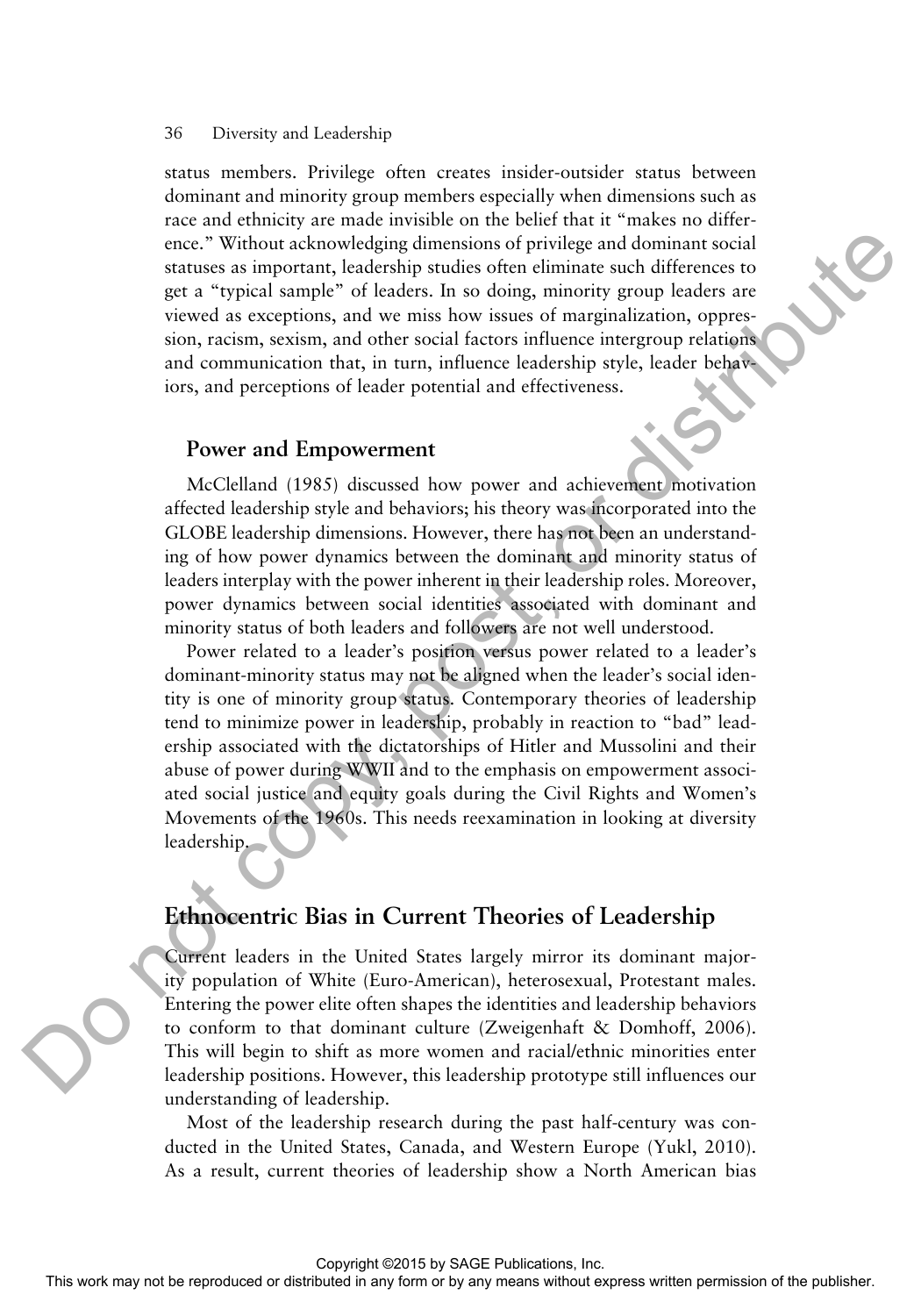status members. Privilege often creates insider-outsider status between dominant and minority group members especially when dimensions such as race and ethnicity are made invisible on the belief that it "makes no difference." Without acknowledging dimensions of privilege and dominant social statuses as important, leadership studies often eliminate such differences to get a "typical sample" of leaders. In so doing, minority group leaders are viewed as exceptions, and we miss how issues of marginalization, oppression, racism, sexism, and other social factors influence intergroup relations and communication that, in turn, influence leadership style, leader behaviors, and perceptions of leader potential and effectiveness.

### Power and Empowerment

McClelland (1985) discussed how power and achievement motivation affected leadership style and behaviors; his theory was incorporated into the GLOBE leadership dimensions. However, there has not been an understanding of how power dynamics between the dominant and minority status of leaders interplay with the power inherent in their leadership roles. Moreover, power dynamics between social identities associated with dominant and minority status of both leaders and followers are not well understood.

Power related to a leader's position versus power related to a leader's dominant-minority status may not be aligned when the leader's social identity is one of minority group status. Contemporary theories of leadership tend to minimize power in leadership, probably in reaction to "bad" leadership associated with the dictatorships of Hitler and Mussolini and their abuse of power during WWII and to the emphasis on empowerment associated social justice and equity goals during the Civil Rights and Women's Movements of the 1960s. This needs reexamination in looking at diversity leadership.

## Ethnocentric Bias in Current Theories of Leadership

Current leaders in the United States largely mirror its dominant majority population of White (Euro-American), heterosexual, Protestant males. Entering the power elite often shapes the identities and leadership behaviors to conform to that dominant culture (Zweigenhaft & Domhoff, 2006). This will begin to shift as more women and racial/ethnic minorities enter leadership positions. However, this leadership prototype still influences our understanding of leadership.

Most of the leadership research during the past half-century was conducted in the United States, Canada, and Western Europe (Yukl, 2010). As a result, current theories of leadership show a North American bias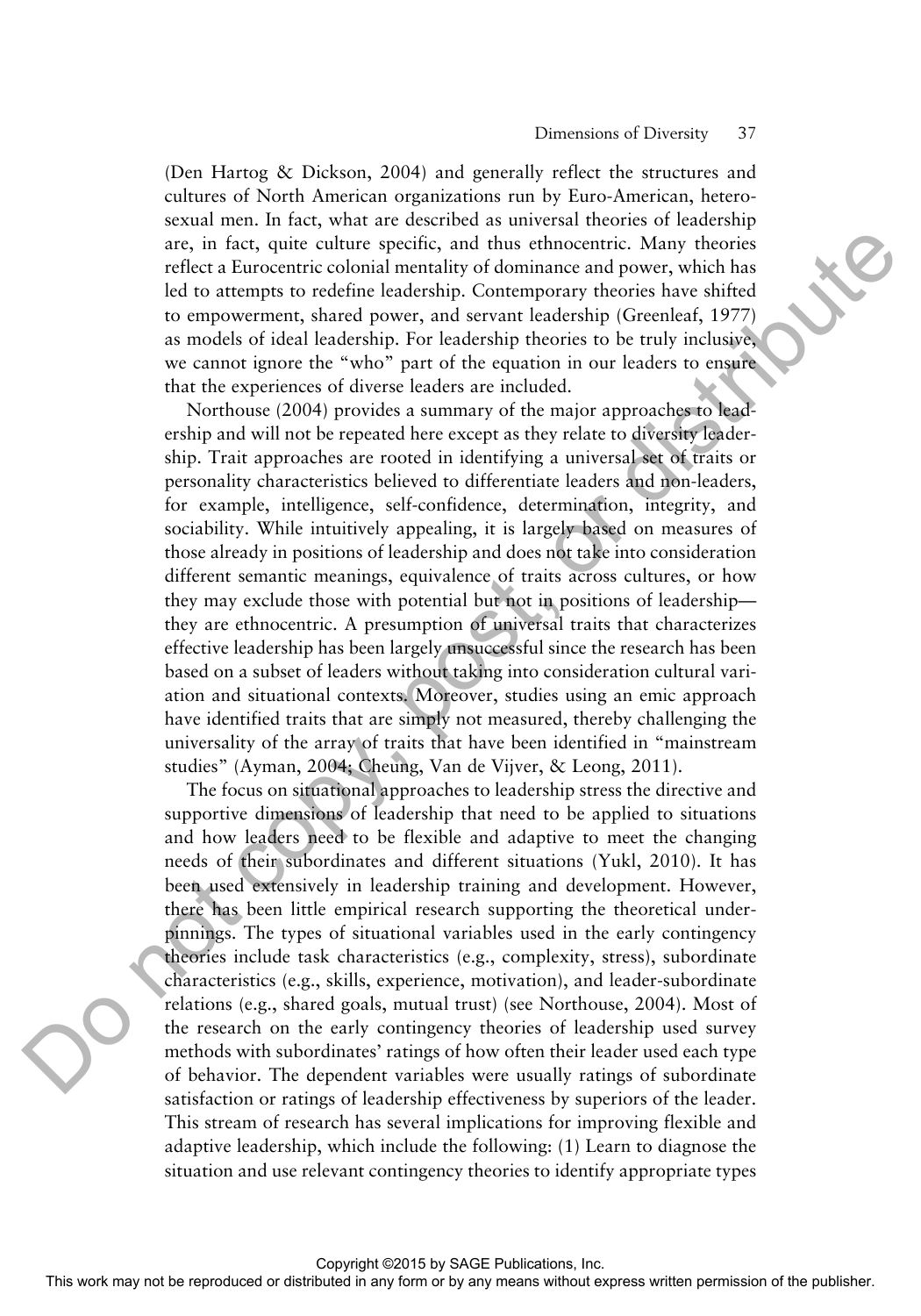(Den Hartog & Dickson, 2004) and generally reflect the structures and cultures of North American organizations run by Euro-American, heterosexual men. In fact, what are described as universal theories of leadership are, in fact, quite culture specific, and thus ethnocentric. Many theories reflect a Eurocentric colonial mentality of dominance and power, which has led to attempts to redefine leadership. Contemporary theories have shifted to empowerment, shared power, and servant leadership (Greenleaf, 1977) as models of ideal leadership. For leadership theories to be truly inclusive, we cannot ignore the "who" part of the equation in our leaders to ensure that the experiences of diverse leaders are included.

Northouse (2004) provides a summary of the major approaches to leadership and will not be repeated here except as they relate to diversity leadership. Trait approaches are rooted in identifying a universal set of traits or personality characteristics believed to differentiate leaders and non-leaders, for example, intelligence, self-confidence, determination, integrity, and sociability. While intuitively appealing, it is largely based on measures of those already in positions of leadership and does not take into consideration different semantic meanings, equivalence of traits across cultures, or how they may exclude those with potential but not in positions of leadership—they are ethnocentric. A presumption of universal traits that characterizes effective leadership has been largely unsuccessful since the research has been based on a subset of leaders without taking into consideration cultural variation and situational contexts. Moreover, studies using an emic approach have identified traits that are simply not measured, thereby challenging the universality of the array of traits that have been identified in "mainstream studies" (Ayman, 2004; Cheung, Van de Vijver, & Leong, 2011).

The focus on situational approaches to leadership stress the directive and supportive dimensions of leadership that need to be applied to situations and how leaders need to be flexible and adaptive to meet the changing needs of their subordinates and different situations (Yukl, 2010). It has been used extensively in leadership training and development. However, there has been little empirical research supporting the theoretical underpinnings. The types of situational variables used in the early contingency theories include task characteristics (e.g., complexity, stress), subordinate characteristics (e.g., skills, experience, motivation), and leader-subordinate relations (e.g., shared goals, mutual trust) (see Northouse, 2004). Most of the research on the early contingency theories of leadership used survey methods with subordinates' ratings of how often their leader used each type of behavior. The dependent variables were usually ratings of subordinate satisfaction or ratings of leadership effectiveness by superiors of the leader. This stream of research has several implications for improving flexible and adaptive leadership, which include the following: (1) Learn to diagnose the situation and use relevant contingency theories to identify appropriate types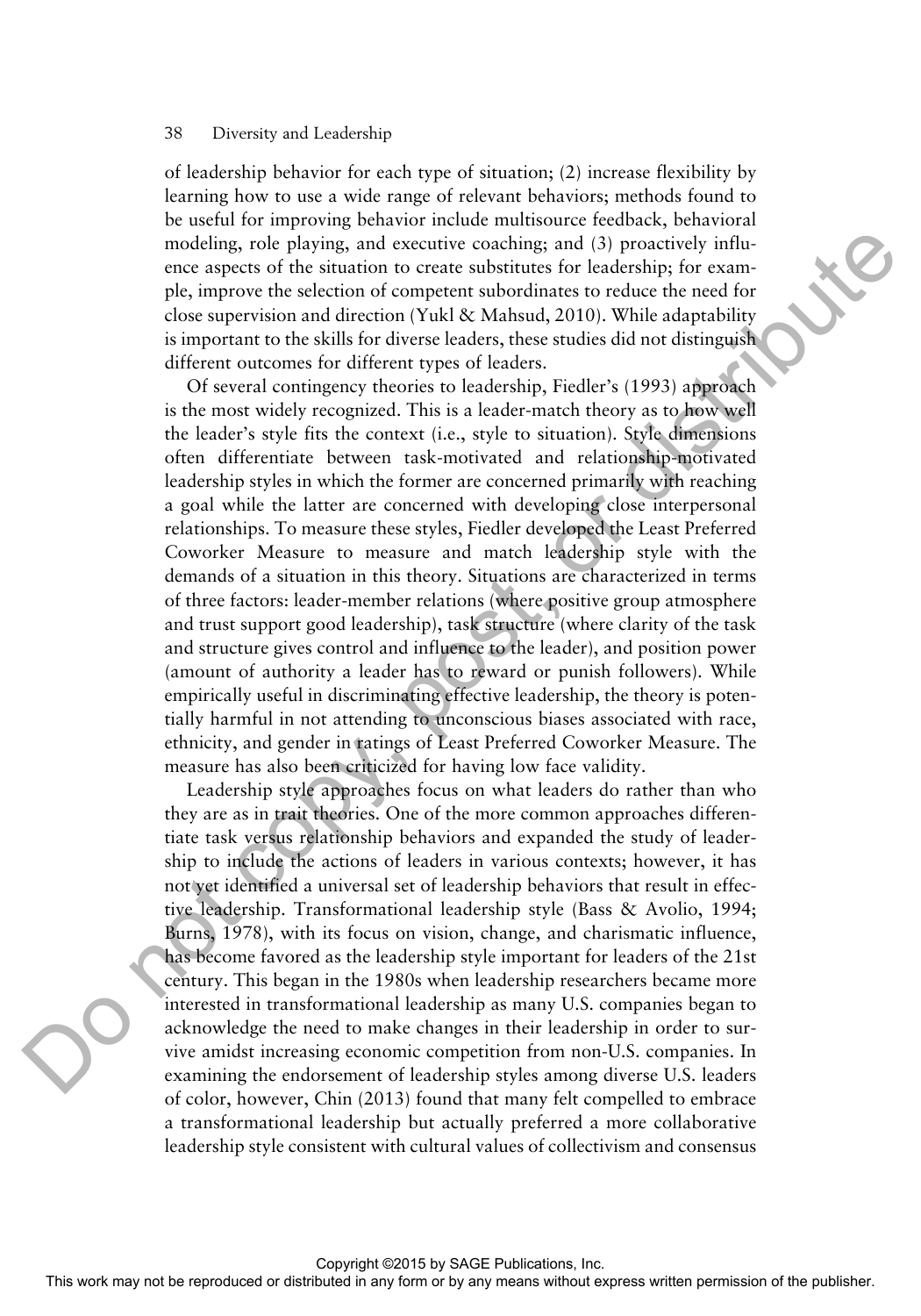of leadership behavior for each type of situation; (2) increase flexibility by learning how to use a wide range of relevant behaviors; methods found to be useful for improving behavior include multisource feedback, behavioral modeling, role playing, and executive coaching; and (3) proactively influence aspects of the situation to create substitutes for leadership; for example, improve the selection of competent subordinates to reduce the need for close supervision and direction (Yukl & Mahsud, 2010). While adaptability is important to the skills for diverse leaders, these studies did not distinguish different outcomes for different types of leaders.

Of several contingency theories to leadership, Fiedler's (1993) approach is the most widely recognized. This is a leader-match theory as to how well the leader's style fits the context (i.e., style to situation). Style dimensions often differentiate between task-motivated and relationship-motivated leadership styles in which the former are concerned primarily with reaching a goal while the latter are concerned with developing close interpersonal relationships. To measure these styles, Fiedler developed the Least Preferred Coworker Measure to measure and match leadership style with the demands of a situation in this theory. Situations are characterized in terms of three factors: leader-member relations (where positive group atmosphere and trust support good leadership), task structure (where clarity of the task and structure gives control and influence to the leader), and position power (amount of authority a leader has to reward or punish followers). While empirically useful in discriminating effective leadership, the theory is potentially harmful in not attending to unconscious biases associated with race, ethnicity, and gender in ratings of Least Preferred Coworker Measure. The measure has also been criticized for having low face validity.

Leadership style approaches focus on what leaders do rather than who they are as in trait theories. One of the more common approaches differentiate task versus relationship behaviors and expanded the study of leadership to include the actions of leaders in various contexts; however, it has not yet identified a universal set of leadership behaviors that result in effective leadership. Transformational leadership style (Bass & Avolio, 1994; Burns, 1978), with its focus on vision, change, and charismatic influence, has become favored as the leadership style important for leaders of the 21st century. This began in the 1980s when leadership researchers became more interested in transformational leadership as many U.S. companies began to acknowledge the need to make changes in their leadership in order to survive amidst increasing economic competition from non-U.S. companies. In examining the endorsement of leadership styles among diverse U.S. leaders of color, however, Chin (2013) found that many felt compelled to embrace a transformational leadership but actually preferred a more collaborative leadership style consistent with cultural values of collectivism and consensus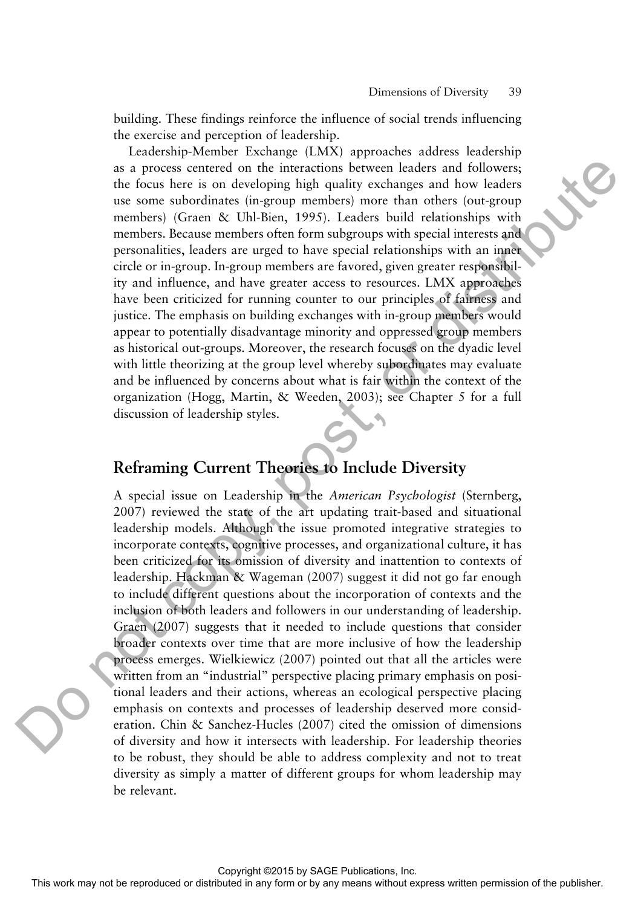building. These findings reinforce the influence of social trends influencing the exercise and perception of leadership.

Leadership-Member Exchange (LMX) approaches address leadership as a process centered on the interactions between leaders and followers; the focus here is on developing high quality exchanges and how leaders use some subordinates (in-group members) more than others (out-group members) (Graen & Uhl-Bien, 1995). Leaders build relationships with members. Because members often form subgroups with special interests and personalities, leaders are urged to have special relationships with an inner circle or in-group. In-group members are favored, given greater responsibility and influence, and have greater access to resources. LMX approaches have been criticized for running counter to our principles of fairness and justice. The emphasis on building exchanges with in-group members would appear to potentially disadvantage minority and oppressed group members as historical out-groups. Moreover, the research focuses on the dyadic level with little theorizing at the group level whereby subordinates may evaluate and be influenced by concerns about what is fair within the context of the organization (Hogg, Martin, & Weeden, 2003); see Chapter 5 for a full discussion of leadership styles.

## Reframing Current Theories to Include Diversity

A special issue on Leadership in the *American Psychologist* (Sternberg, 2007) reviewed the state of the art updating trait-based and situational leadership models. Although the issue promoted integrative strategies to incorporate contexts, cognitive processes, and organizational culture, it has been criticized for its omission of diversity and inattention to contexts of leadership. Hackman & Wageman (2007) suggest it did not go far enough to include different questions about the incorporation of contexts and the inclusion of both leaders and followers in our understanding of leadership. Graen (2007) suggests that it needed to include questions that consider broader contexts over time that are more inclusive of how the leadership process emerges. Wielkiewicz (2007) pointed out that all the articles were written from an "industrial" perspective placing primary emphasis on positional leaders and their actions, whereas an ecological perspective placing emphasis on contexts and processes of leadership deserved more consideration. Chin & Sanchez-Hucles (2007) cited the omission of dimensions of diversity and how it intersects with leadership. For leadership theories to be robust, they should be able to address complexity and not to treat diversity as simply a matter of different groups for whom leadership may be relevant.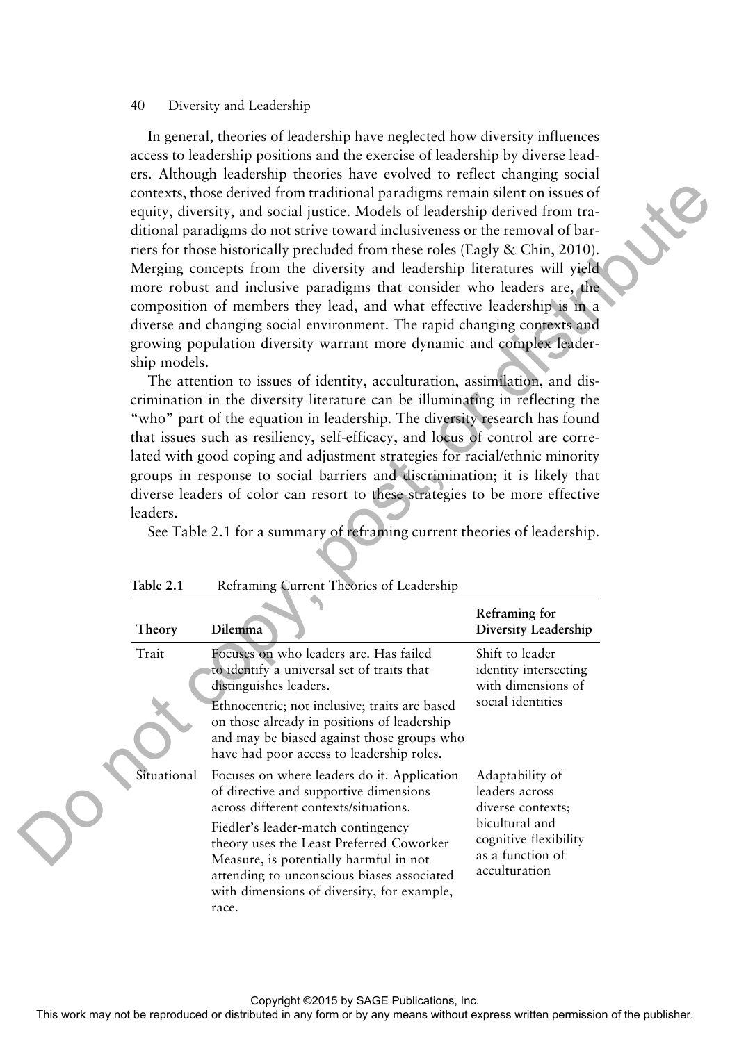In general, theories of leadership have neglected how diversity influences access to leadership positions and the exercise of leadership by diverse leaders. Although leadership theories have evolved to reflect changing social contexts, those derived from traditional paradigms remain silent on issues of equity, diversity, and social justice. Models of leadership derived from traditional paradigms do not strive toward inclusiveness or the removal of barriers for those historically precluded from these roles (Eagly & Chin, 2010). Merging concepts from the diversity and leadership literatures will yield more robust and inclusive paradigms that consider who leaders are, the composition of members they lead, and what effective leadership is in a diverse and changing social environment. The rapid changing contexts and growing population diversity warrant more dynamic and complex leadership models.

The attention to issues of identity, acculturation, assimilation, and discrimination in the diversity literature can be illuminating in reflecting the "who" part of the equation in leadership. The diversity research has found that issues such as resiliency, self-efficacy, and locus of control are correlated with good coping and adjustment strategies for racial/ethnic minority groups in response to social barriers and discrimination; it is likely that diverse leaders of color can resort to these strategies to be more effective leaders.

See Table 2.1 for a summary of reframing current theories of leadership.

**Table 2.1** Reframing Current Theories of Leadership

| Theory | Dilemma | Reframing for Diversity Leadership |
|---|---|---|
| Trait | Focuses on who leaders are. Has failed to identify a universal set of traits that distinguishes leaders.<br><br>Ethnocentric; not inclusive; traits are based on those already in positions of leadership and may be biased against those groups who have had poor access to leadership roles. | Shift to leader identity intersecting with dimensions of social identities |
| Situational | Focuses on where leaders do it. Application of directive and supportive dimensions across different contexts/situations.<br><br>Fiedler's leader-match contingency theory uses the Least Preferred Coworker Measure, is potentially harmful in not attending to unconscious biases associated with dimensions of diversity, for example, race. | Adaptability of leaders across diverse contexts; bicultural and cognitive flexibility as a function of acculturation |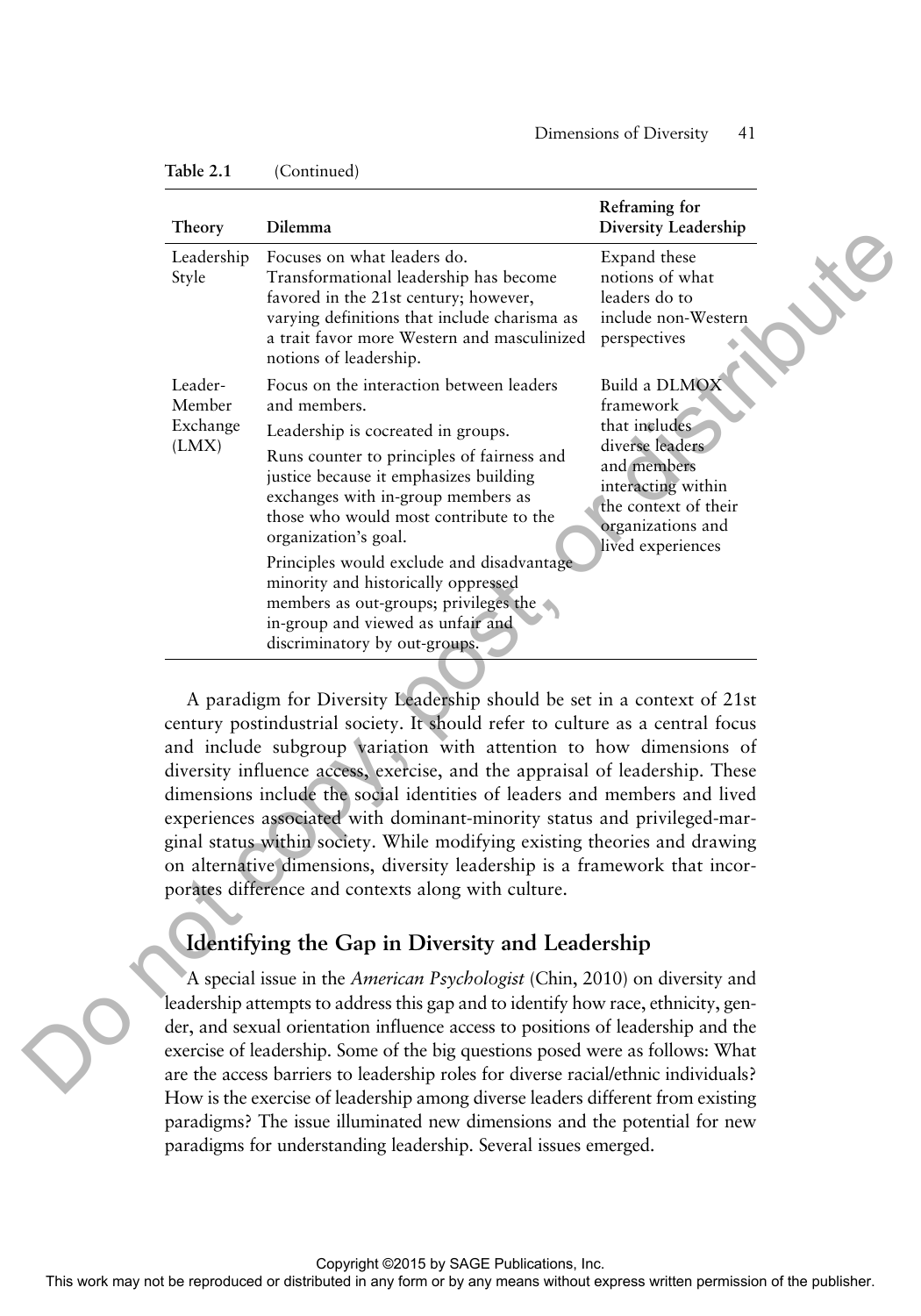**Table 2.1** (Continued)

| Theory | Dilemma | Reframing for Diversity Leadership |
|---|---|---|
| Leadership Style | Focuses on what leaders do. Transformational leadership has become favored in the 21st century; however, varying definitions that include charisma as a trait favor more Western and masculinized notions of leadership. | Expand these notions of what leaders do to include non-Western perspectives |
| Leader-Member Exchange (LMX) | Focus on the interaction between leaders and members.<br>Leadership is cocreated in groups.<br>Runs counter to principles of fairness and justice because it emphasizes building exchanges with in-group members as those who would most contribute to the organization's goal.<br>Principles would exclude and disadvantage minority and historically oppressed members as out-groups; privileges the in-group and viewed as unfair and discriminatory by out-groups. | Build a DLMOX framework that includes diverse leaders and members interacting within the context of their organizations and lived experiences |

A paradigm for Diversity Leadership should be set in a context of 21st century postindustrial society. It should refer to culture as a central focus and include subgroup variation with attention to how dimensions of diversity influence access, exercise, and the appraisal of leadership. These dimensions include the social identities of leaders and members and lived experiences associated with dominant-minority status and privileged-marginal status within society. While modifying existing theories and drawing on alternative dimensions, diversity leadership is a framework that incorporates difference and contexts along with culture.

## Identifying the Gap in Diversity and Leadership

A special issue in the *American Psychologist* (Chin, 2010) on diversity and leadership attempts to address this gap and to identify how race, ethnicity, gender, and sexual orientation influence access to positions of leadership and the exercise of leadership. Some of the big questions posed were as follows: What are the access barriers to leadership roles for diverse racial/ethnic individuals? How is the exercise of leadership among diverse leaders different from existing paradigms? The issue illuminated new dimensions and the potential for new paradigms for understanding leadership. Several issues emerged.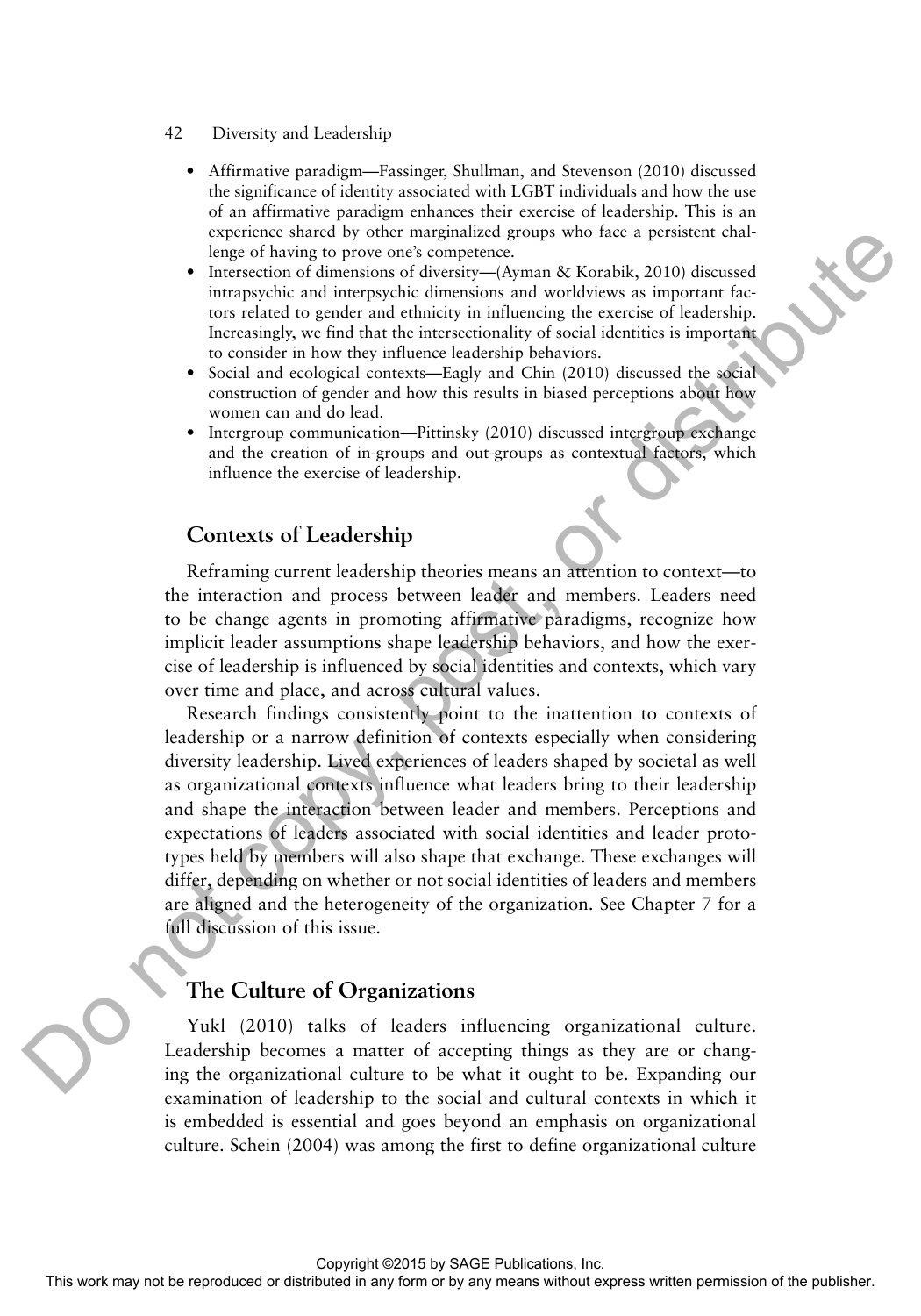- Affirmative paradigm—Fassinger, Shullman, and Stevenson (2010) discussed the significance of identity associated with LGBT individuals and how the use of an affirmative paradigm enhances their exercise of leadership. This is an experience shared by other marginalized groups who face a persistent challenge of having to prove one's competence.
- Intersection of dimensions of diversity—(Ayman & Korabik, 2010) discussed intrapsychic and interpsychic dimensions and worldviews as important factors related to gender and ethnicity in influencing the exercise of leadership. Increasingly, we find that the intersectionality of social identities is important to consider in how they influence leadership behaviors.
- Social and ecological contexts—Eagly and Chin (2010) discussed the social construction of gender and how this results in biased perceptions about how women can and do lead.
- Intergroup communication—Pittinsky (2010) discussed intergroup exchange and the creation of in-groups and out-groups as contextual factors, which influence the exercise of leadership.

## Contexts of Leadership

Reframing current leadership theories means an attention to context—to the interaction and process between leader and members. Leaders need to be change agents in promoting affirmative paradigms, recognize how implicit leader assumptions shape leadership behaviors, and how the exercise of leadership is influenced by social identities and contexts, which vary over time and place, and across cultural values.

Research findings consistently point to the inattention to contexts of leadership or a narrow definition of contexts especially when considering diversity leadership. Lived experiences of leaders shaped by societal as well as organizational contexts influence what leaders bring to their leadership and shape the interaction between leader and members. Perceptions and expectations of leaders associated with social identities and leader prototypes held by members will also shape that exchange. These exchanges will differ, depending on whether or not social identities of leaders and members are aligned and the heterogeneity of the organization. See Chapter 7 for a full discussion of this issue.

## The Culture of Organizations

Yukl (2010) talks of leaders influencing organizational culture. Leadership becomes a matter of accepting things as they are or changing the organizational culture to be what it ought to be. Expanding our examination of leadership to the social and cultural contexts in which it is embedded is essential and goes beyond an emphasis on organizational culture. Schein (2004) was among the first to define organizational culture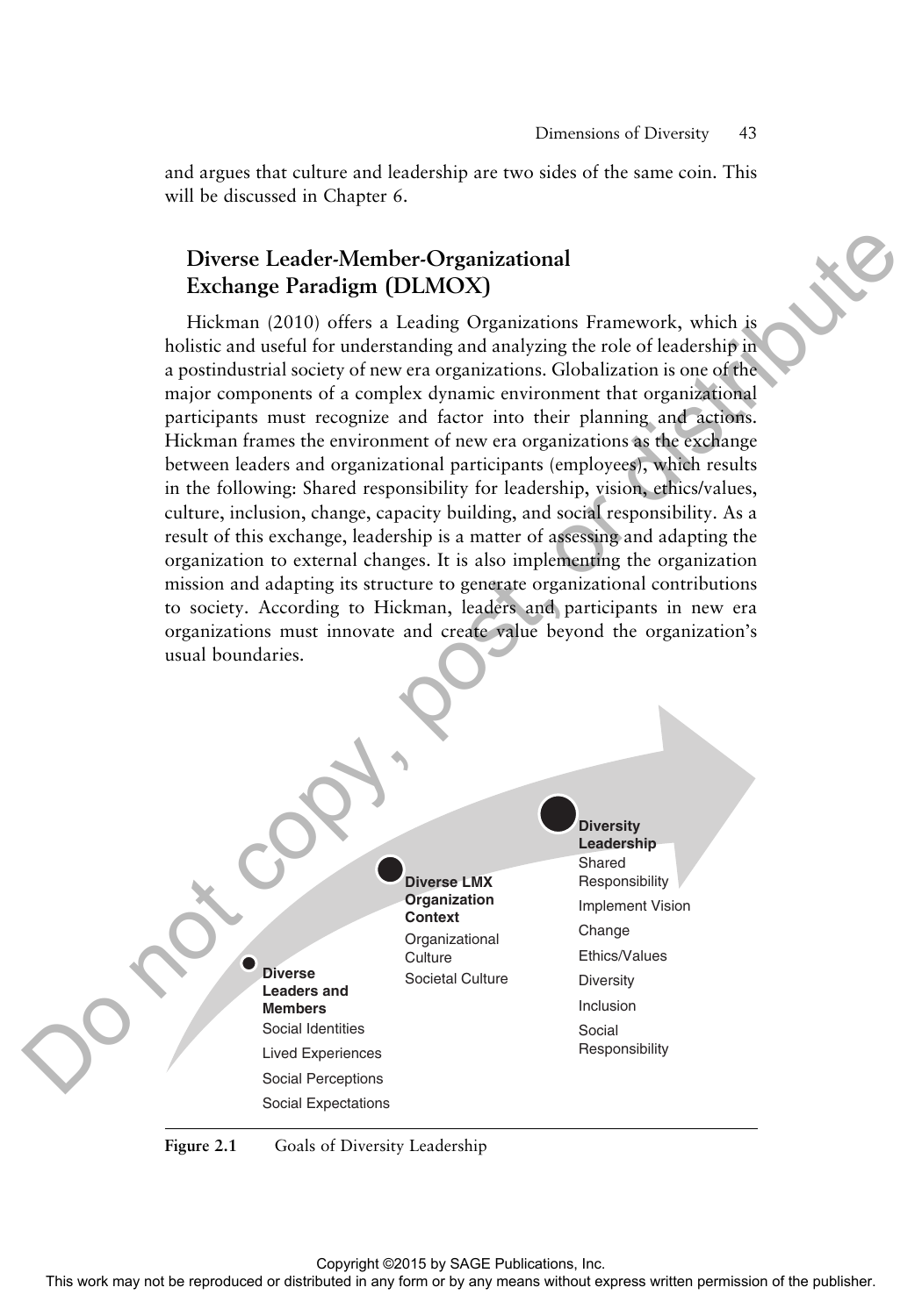and argues that culture and leadership are two sides of the same coin. This will be discussed in Chapter 6.

## Diverse Leader-Member-Organizational Exchange Paradigm (DLMOX)

Hickman (2010) offers a Leading Organizations Framework, which is holistic and useful for understanding and analyzing the role of leadership in a postindustrial society of new era organizations. Globalization is one of the major components of a complex dynamic environment that organizational participants must recognize and factor into their planning and actions. Hickman frames the environment of new era organizations as the exchange between leaders and organizational participants (employees), which results in the following: Shared responsibility for leadership, vision, ethics/values, culture, inclusion, change, capacity building, and social responsibility. As a result of this exchange, leadership is a matter of assessing and adapting the organization to external changes. It is also implementing the organization mission and adapting its structure to generate organizational contributions to society. According to Hickman, leaders and participants in new era organizations must innovate and create value beyond the organization's usual boundaries.

**Diverse Leaders and Members**
Social Identities
Lived Experiences
Social Perceptions
Social Expectations

**Diverse LMX Organization Context**
Organizational Culture
Societal Culture

**Diversity Leadership**
Shared Responsibility
Implement Vision
Change
Ethics/Values
Diversity
Inclusion
Social Responsibility

**Figure 2.1** Goals of Diversity Leadership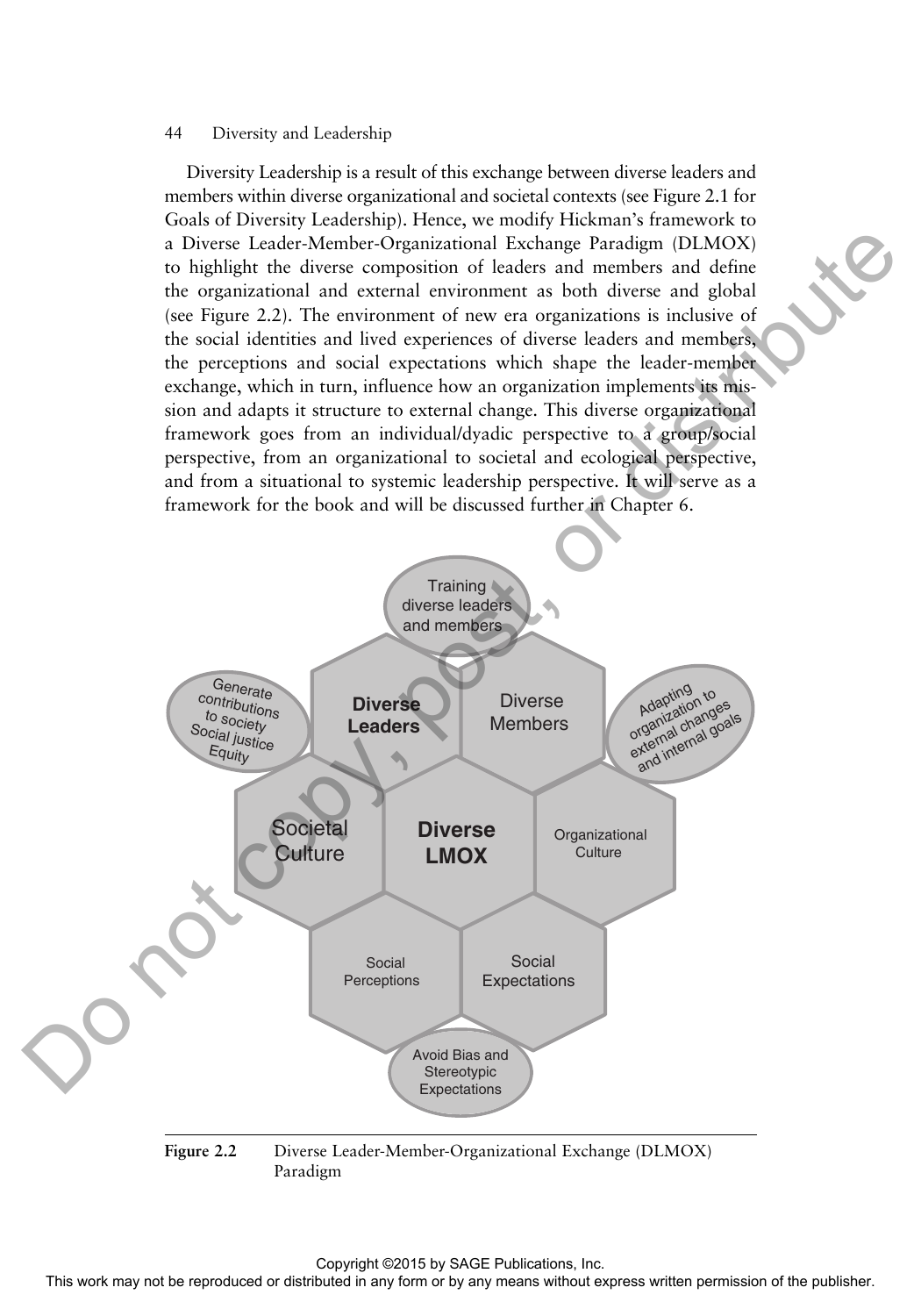Diversity Leadership is a result of this exchange between diverse leaders and members within diverse organizational and societal contexts (see Figure 2.1 for Goals of Diversity Leadership). Hence, we modify Hickman's framework to a Diverse Leader-Member-Organizational Exchange Paradigm (DLMOX) to highlight the diverse composition of leaders and members and define the organizational and external environment as both diverse and global (see Figure 2.2). The environment of new era organizations is inclusive of the social identities and lived experiences of diverse leaders and members, the perceptions and social expectations which shape the leader-member exchange, which in turn, influence how an organization implements its mission and adapts it structure to external change. This diverse organizational framework goes from an individual/dyadic perspective to a group/social perspective, from an organizational to societal and ecological perspective, and from a situational to systemic leadership perspective. It will serve as a framework for the book and will be discussed further in Chapter 6.

Training diverse leaders and members

Generate contributions to society Social justice Equity

**Diverse Leaders**

Diverse Members

Adapting organization to external changes and internal goals

Societal Culture

**Diverse LMOX**

Organizational Culture

Social Perceptions

Social Expectations

Avoid Bias and Stereotypic Expectations

**Figure 2.2** Diverse Leader-Member-Organizational Exchange (DLMOX) Paradigm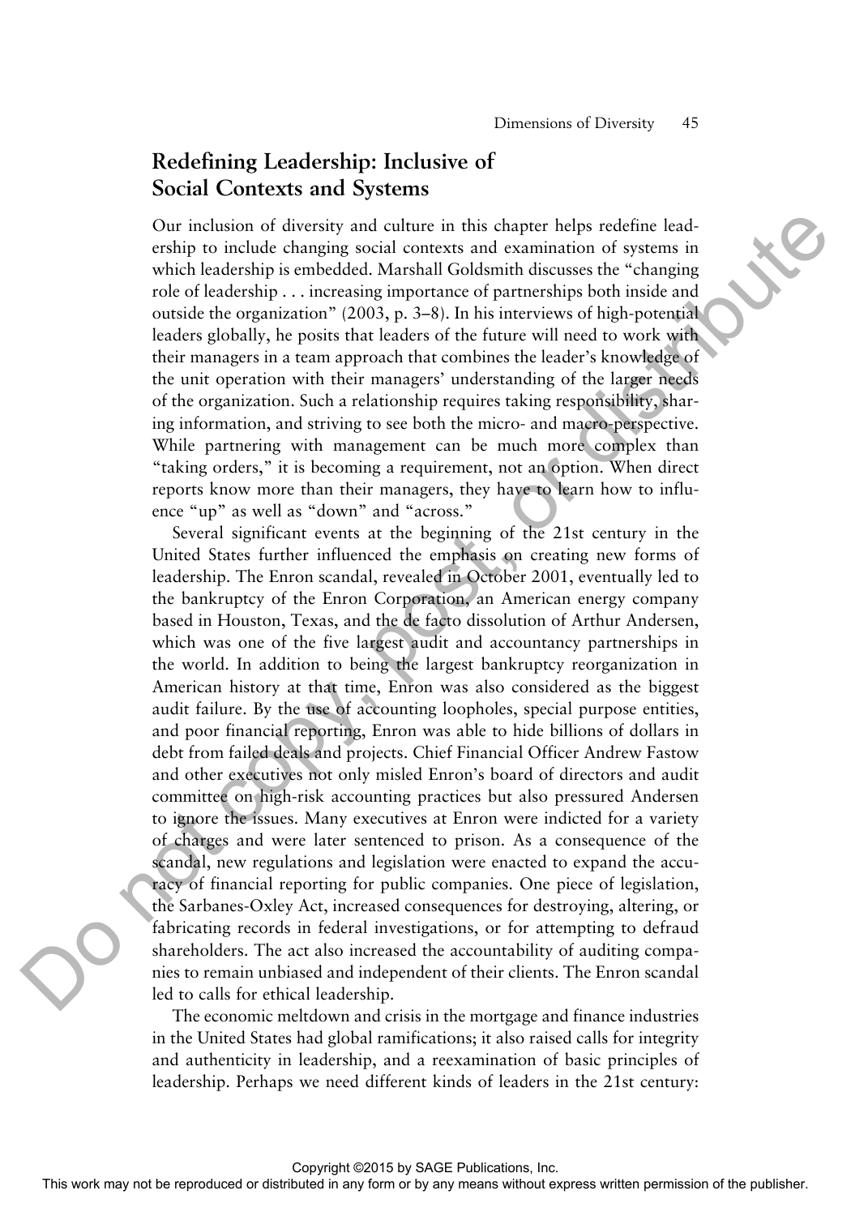## Redefining Leadership: Inclusive of Social Contexts and Systems

Our inclusion of diversity and culture in this chapter helps redefine leadership to include changing social contexts and examination of systems in which leadership is embedded. Marshall Goldsmith discusses the "changing role of leadership . . . increasing importance of partnerships both inside and outside the organization" (2003, p. 3–8). In his interviews of high-potential leaders globally, he posits that leaders of the future will need to work with their managers in a team approach that combines the leader's knowledge of the unit operation with their managers' understanding of the larger needs of the organization. Such a relationship requires taking responsibility, sharing information, and striving to see both the micro- and macro-perspective. While partnering with management can be much more complex than "taking orders," it is becoming a requirement, not an option. When direct reports know more than their managers, they have to learn how to influence "up" as well as "down" and "across."

Several significant events at the beginning of the 21st century in the United States further influenced the emphasis on creating new forms of leadership. The Enron scandal, revealed in October 2001, eventually led to the bankruptcy of the Enron Corporation, an American energy company based in Houston, Texas, and the de facto dissolution of Arthur Andersen, which was one of the five largest audit and accountancy partnerships in the world. In addition to being the largest bankruptcy reorganization in American history at that time, Enron was also considered as the biggest audit failure. By the use of accounting loopholes, special purpose entities, and poor financial reporting, Enron was able to hide billions of dollars in debt from failed deals and projects. Chief Financial Officer Andrew Fastow and other executives not only misled Enron's board of directors and audit committee on high-risk accounting practices but also pressured Andersen to ignore the issues. Many executives at Enron were indicted for a variety of charges and were later sentenced to prison. As a consequence of the scandal, new regulations and legislation were enacted to expand the accuracy of financial reporting for public companies. One piece of legislation, the Sarbanes-Oxley Act, increased consequences for destroying, altering, or fabricating records in federal investigations, or for attempting to defraud shareholders. The act also increased the accountability of auditing companies to remain unbiased and independent of their clients. The Enron scandal led to calls for ethical leadership.

The economic meltdown and crisis in the mortgage and finance industries in the United States had global ramifications; it also raised calls for integrity and authenticity in leadership, and a reexamination of basic principles of leadership. Perhaps we need different kinds of leaders in the 21st century: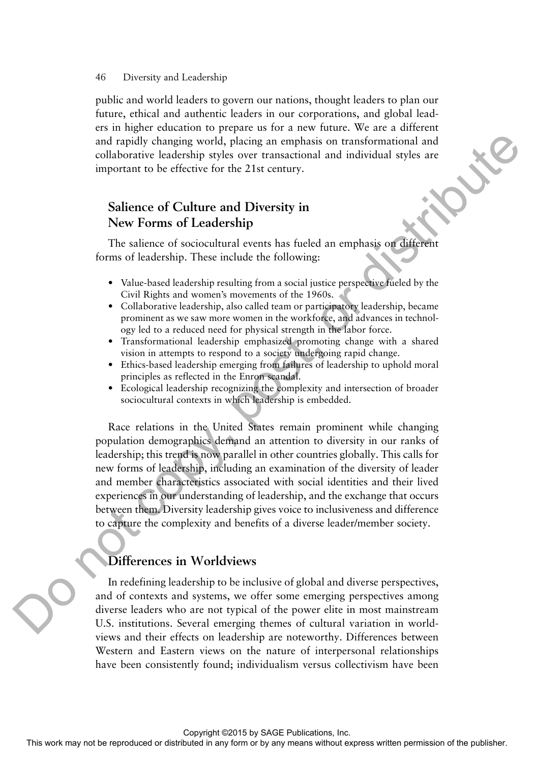public and world leaders to govern our nations, thought leaders to plan our future, ethical and authentic leaders in our corporations, and global leaders in higher education to prepare us for a new future. We are a different and rapidly changing world, placing an emphasis on transformational and collaborative leadership styles over transactional and individual styles are important to be effective for the 21st century.

## Salience of Culture and Diversity in New Forms of Leadership

The salience of sociocultural events has fueled an emphasis on different forms of leadership. These include the following:

- Value-based leadership resulting from a social justice perspective fueled by the Civil Rights and women's movements of the 1960s.
- Collaborative leadership, also called team or participatory leadership, became prominent as we saw more women in the workforce, and advances in technology led to a reduced need for physical strength in the labor force.
- Transformational leadership emphasized promoting change with a shared vision in attempts to respond to a society undergoing rapid change.
- Ethics-based leadership emerging from failures of leadership to uphold moral principles as reflected in the Enron scandal.
- Ecological leadership recognizing the complexity and intersection of broader sociocultural contexts in which leadership is embedded.

Race relations in the United States remain prominent while changing population demographics demand an attention to diversity in our ranks of leadership; this trend is now parallel in other countries globally. This calls for new forms of leadership, including an examination of the diversity of leader and member characteristics associated with social identities and their lived experiences in our understanding of leadership, and the exchange that occurs between them. Diversity leadership gives voice to inclusiveness and difference to capture the complexity and benefits of a diverse leader/member society.

## Differences in Worldviews

In redefining leadership to be inclusive of global and diverse perspectives, and of contexts and systems, we offer some emerging perspectives among diverse leaders who are not typical of the power elite in most mainstream U.S. institutions. Several emerging themes of cultural variation in worldviews and their effects on leadership are noteworthy. Differences between Western and Eastern views on the nature of interpersonal relationships have been consistently found; individualism versus collectivism have been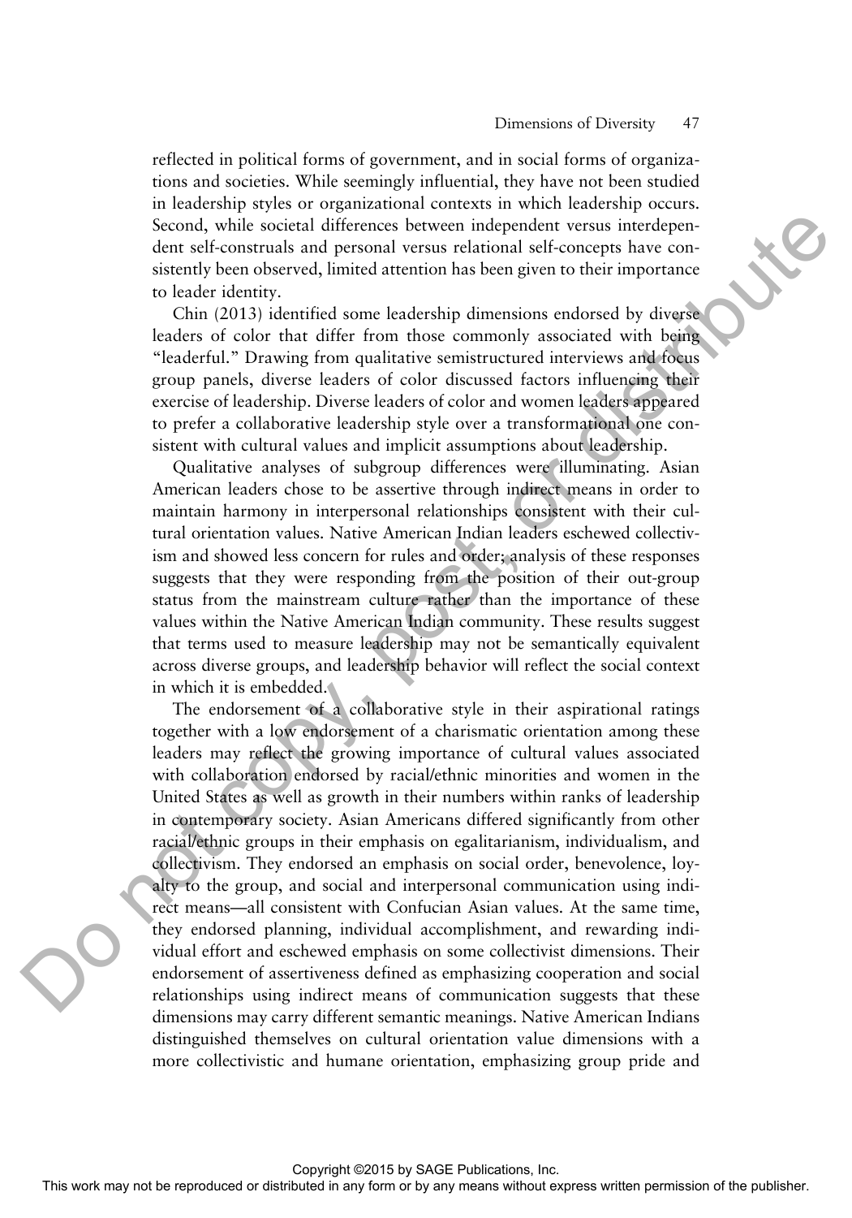reflected in political forms of government, and in social forms of organizations and societies. While seemingly influential, they have not been studied in leadership styles or organizational contexts in which leadership occurs. Second, while societal differences between independent versus interdependent self-construals and personal versus relational self-concepts have consistently been observed, limited attention has been given to their importance to leader identity.

Chin (2013) identified some leadership dimensions endorsed by diverse leaders of color that differ from those commonly associated with being "leaderful." Drawing from qualitative semistructured interviews and focus group panels, diverse leaders of color discussed factors influencing their exercise of leadership. Diverse leaders of color and women leaders appeared to prefer a collaborative leadership style over a transformational one consistent with cultural values and implicit assumptions about leadership.

Qualitative analyses of subgroup differences were illuminating. Asian American leaders chose to be assertive through indirect means in order to maintain harmony in interpersonal relationships consistent with their cultural orientation values. Native American Indian leaders eschewed collectivism and showed less concern for rules and order; analysis of these responses suggests that they were responding from the position of their out-group status from the mainstream culture rather than the importance of these values within the Native American Indian community. These results suggest that terms used to measure leadership may not be semantically equivalent across diverse groups, and leadership behavior will reflect the social context in which it is embedded.

The endorsement of a collaborative style in their aspirational ratings together with a low endorsement of a charismatic orientation among these leaders may reflect the growing importance of cultural values associated with collaboration endorsed by racial/ethnic minorities and women in the United States as well as growth in their numbers within ranks of leadership in contemporary society. Asian Americans differed significantly from other racial/ethnic groups in their emphasis on egalitarianism, individualism, and collectivism. They endorsed an emphasis on social order, benevolence, loyalty to the group, and social and interpersonal communication using indirect means—all consistent with Confucian Asian values. At the same time, they endorsed planning, individual accomplishment, and rewarding individual effort and eschewed emphasis on some collectivist dimensions. Their endorsement of assertiveness defined as emphasizing cooperation and social relationships using indirect means of communication suggests that these dimensions may carry different semantic meanings. Native American Indians distinguished themselves on cultural orientation value dimensions with a more collectivistic and humane orientation, emphasizing group pride and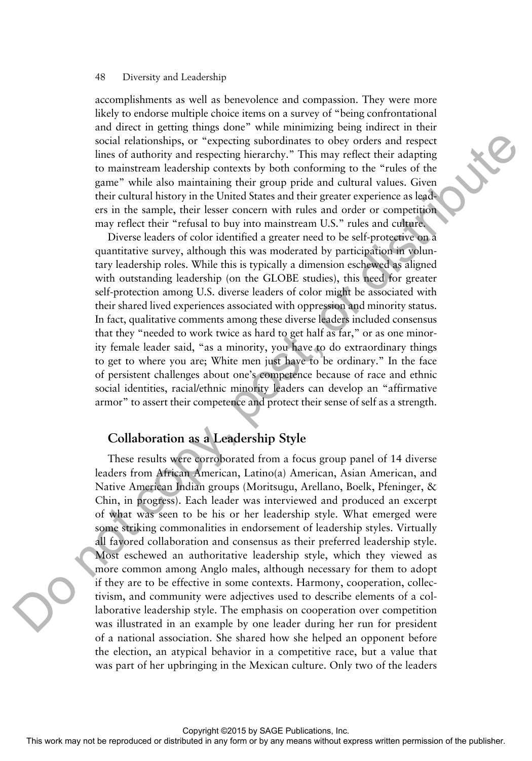accomplishments as well as benevolence and compassion. They were more likely to endorse multiple choice items on a survey of "being confrontational and direct in getting things done" while minimizing being indirect in their social relationships, or "expecting subordinates to obey orders and respect lines of authority and respecting hierarchy." This may reflect their adapting to mainstream leadership contexts by both conforming to the "rules of the game" while also maintaining their group pride and cultural values. Given their cultural history in the United States and their greater experience as leaders in the sample, their lesser concern with rules and order or competition may reflect their "refusal to buy into mainstream U.S." rules and culture.

Diverse leaders of color identified a greater need to be self-protective on a quantitative survey, although this was moderated by participation in voluntary leadership roles. While this is typically a dimension eschewed as aligned with outstanding leadership (on the GLOBE studies), this need for greater self-protection among U.S. diverse leaders of color might be associated with their shared lived experiences associated with oppression and minority status. In fact, qualitative comments among these diverse leaders included consensus that they "needed to work twice as hard to get half as far," or as one minority female leader said, "as a minority, you have to do extraordinary things to get to where you are; White men just have to be ordinary." In the face of persistent challenges about one's competence because of race and ethnic social identities, racial/ethnic minority leaders can develop an "affirmative armor" to assert their competence and protect their sense of self as a strength.

## Collaboration as a Leadership Style

These results were corroborated from a focus group panel of 14 diverse leaders from African American, Latino(a) American, Asian American, and Native American Indian groups (Moritsugu, Arellano, Boelk, Pfeninger, & Chin, in progress). Each leader was interviewed and produced an excerpt of what was seen to be his or her leadership style. What emerged were some striking commonalities in endorsement of leadership styles. Virtually all favored collaboration and consensus as their preferred leadership style. Most eschewed an authoritative leadership style, which they viewed as more common among Anglo males, although necessary for them to adopt if they are to be effective in some contexts. Harmony, cooperation, collectivism, and community were adjectives used to describe elements of a collaborative leadership style. The emphasis on cooperation over competition was illustrated in an example by one leader during her run for president of a national association. She shared how she helped an opponent before the election, an atypical behavior in a competitive race, but a value that was part of her upbringing in the Mexican culture. Only two of the leaders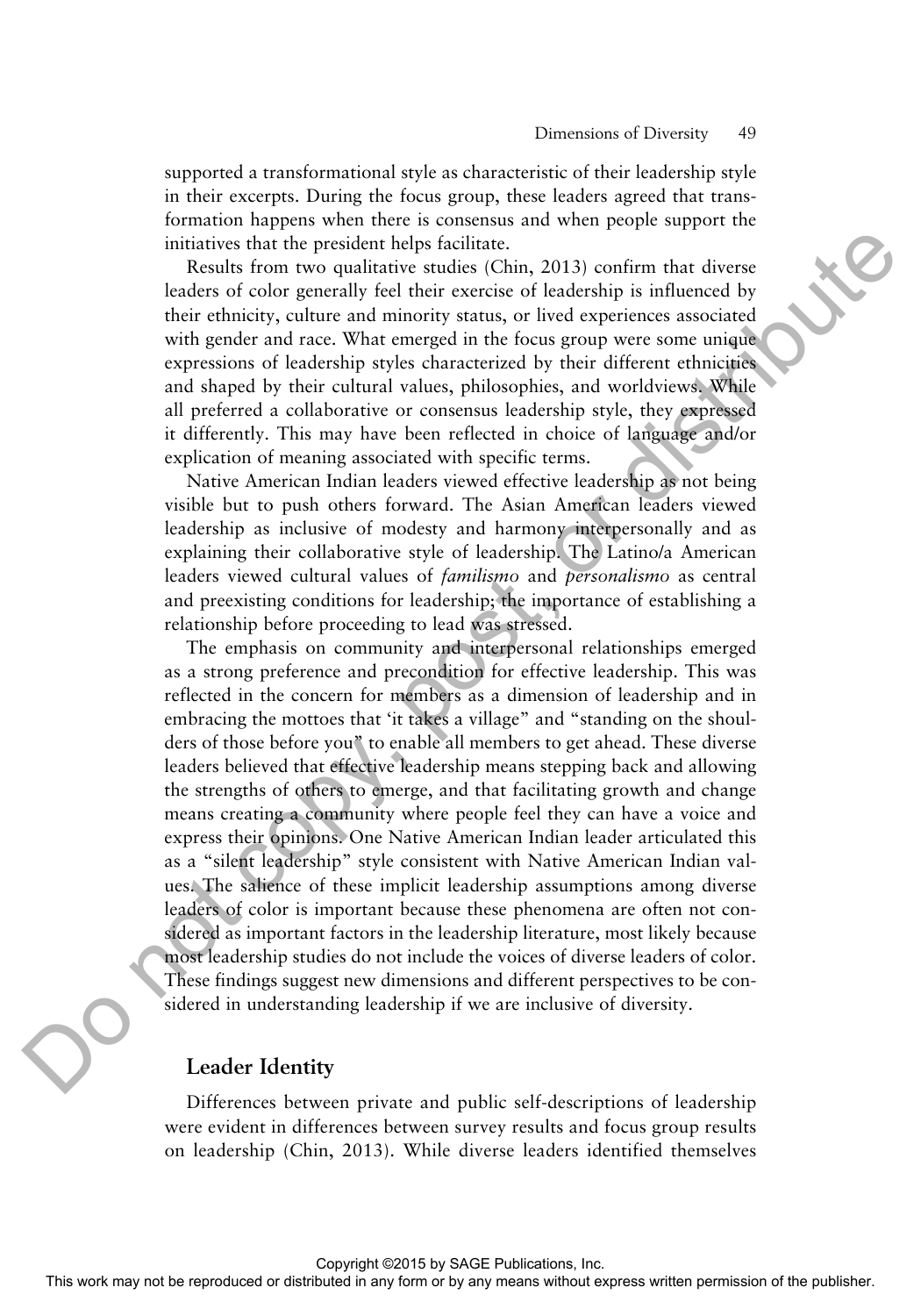supported a transformational style as characteristic of their leadership style in their excerpts. During the focus group, these leaders agreed that transformation happens when there is consensus and when people support the initiatives that the president helps facilitate.

Results from two qualitative studies (Chin, 2013) confirm that diverse leaders of color generally feel their exercise of leadership is influenced by their ethnicity, culture and minority status, or lived experiences associated with gender and race. What emerged in the focus group were some unique expressions of leadership styles characterized by their different ethnicities and shaped by their cultural values, philosophies, and worldviews. While all preferred a collaborative or consensus leadership style, they expressed it differently. This may have been reflected in choice of language and/or explication of meaning associated with specific terms.

Native American Indian leaders viewed effective leadership as not being visible but to push others forward. The Asian American leaders viewed leadership as inclusive of modesty and harmony interpersonally and as explaining their collaborative style of leadership. The Latino/a American leaders viewed cultural values of *familismo* and *personalismo* as central and preexisting conditions for leadership; the importance of establishing a relationship before proceeding to lead was stressed.

The emphasis on community and interpersonal relationships emerged as a strong preference and precondition for effective leadership. This was reflected in the concern for members as a dimension of leadership and in embracing the mottoes that 'it takes a village" and "standing on the shoulders of those before you" to enable all members to get ahead. These diverse leaders believed that effective leadership means stepping back and allowing the strengths of others to emerge, and that facilitating growth and change means creating a community where people feel they can have a voice and express their opinions. One Native American Indian leader articulated this as a "silent leadership" style consistent with Native American Indian values. The salience of these implicit leadership assumptions among diverse leaders of color is important because these phenomena are often not considered as important factors in the leadership literature, most likely because most leadership studies do not include the voices of diverse leaders of color. These findings suggest new dimensions and different perspectives to be considered in understanding leadership if we are inclusive of diversity.

## Leader Identity

Differences between private and public self-descriptions of leadership were evident in differences between survey results and focus group results on leadership (Chin, 2013). While diverse leaders identified themselves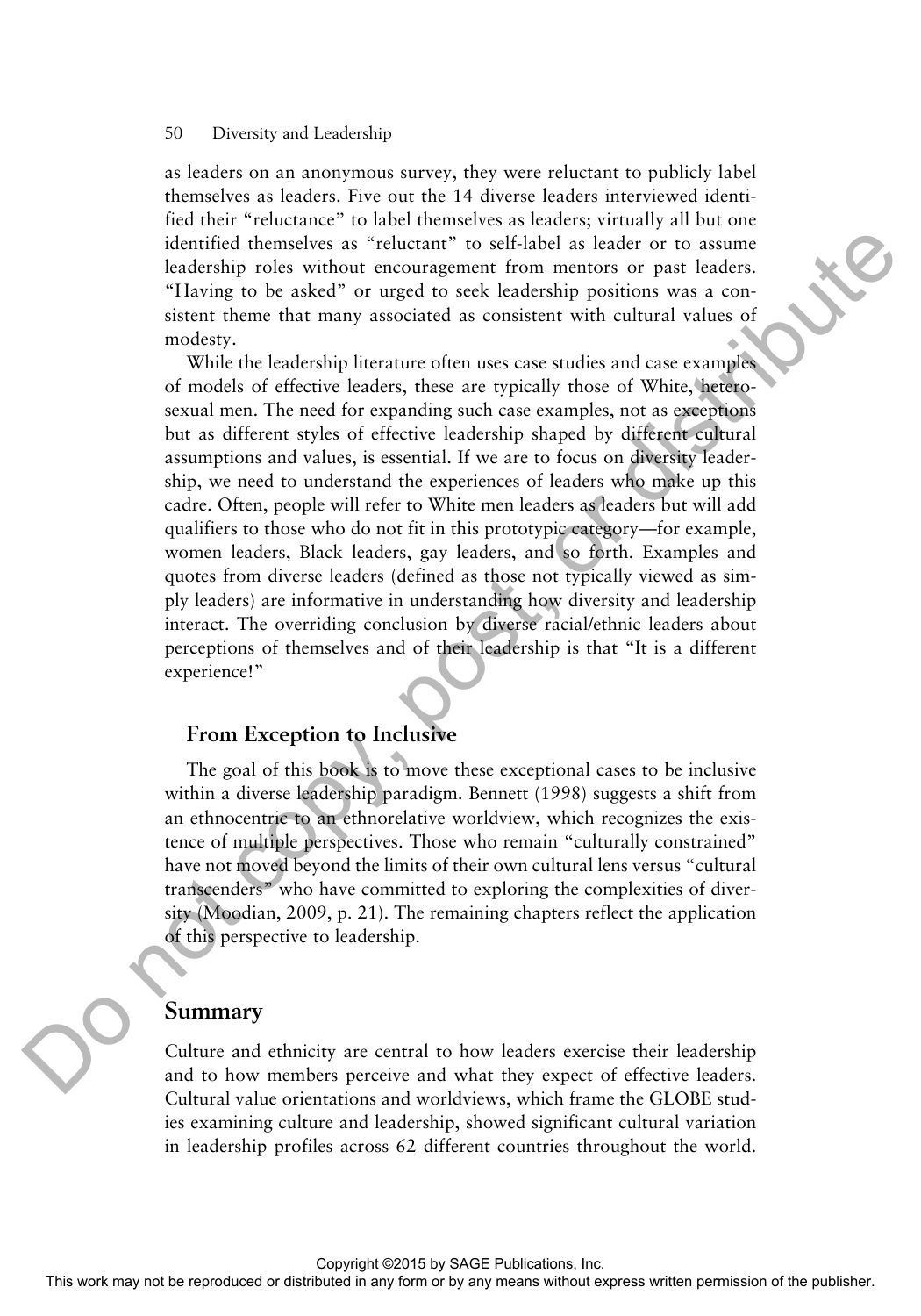as leaders on an anonymous survey, they were reluctant to publicly label themselves as leaders. Five out the 14 diverse leaders interviewed identified their "reluctance" to label themselves as leaders; virtually all but one identified themselves as "reluctant" to self-label as leader or to assume leadership roles without encouragement from mentors or past leaders. "Having to be asked" or urged to seek leadership positions was a consistent theme that many associated as consistent with cultural values of modesty.

While the leadership literature often uses case studies and case examples of models of effective leaders, these are typically those of White, heterosexual men. The need for expanding such case examples, not as exceptions but as different styles of effective leadership shaped by different cultural assumptions and values, is essential. If we are to focus on diversity leadership, we need to understand the experiences of leaders who make up this cadre. Often, people will refer to White men leaders as leaders but will add qualifiers to those who do not fit in this prototypic category—for example, women leaders, Black leaders, gay leaders, and so forth. Examples and quotes from diverse leaders (defined as those not typically viewed as simply leaders) are informative in understanding how diversity and leadership interact. The overriding conclusion by diverse racial/ethnic leaders about perceptions of themselves and of their leadership is that "It is a different experience!"

### From Exception to Inclusive

The goal of this book is to move these exceptional cases to be inclusive within a diverse leadership paradigm. Bennett (1998) suggests a shift from an ethnocentric to an ethnorelative worldview, which recognizes the existence of multiple perspectives. Those who remain "culturally constrained" have not moved beyond the limits of their own cultural lens versus "cultural transcenders" who have committed to exploring the complexities of diversity (Moodian, 2009, p. 21). The remaining chapters reflect the application of this perspective to leadership.

## Summary

Culture and ethnicity are central to how leaders exercise their leadership and to how members perceive and what they expect of effective leaders. Cultural value orientations and worldviews, which frame the GLOBE studies examining culture and leadership, showed significant cultural variation in leadership profiles across 62 different countries throughout the world.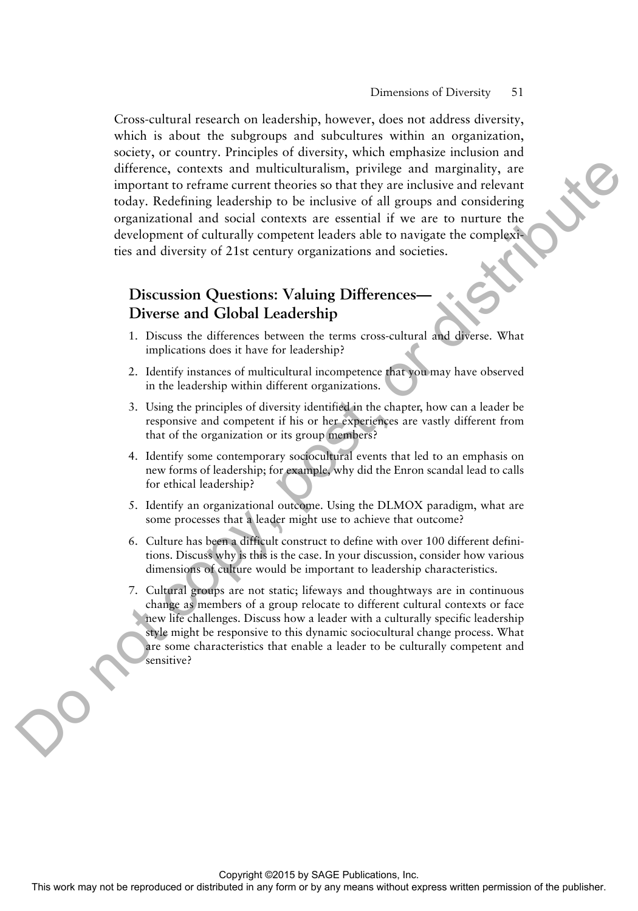Cross-cultural research on leadership, however, does not address diversity, which is about the subgroups and subcultures within an organization, society, or country. Principles of diversity, which emphasize inclusion and difference, contexts and multiculturalism, privilege and marginality, are important to reframe current theories so that they are inclusive and relevant today. Redefining leadership to be inclusive of all groups and considering organizational and social contexts are essential if we are to nurture the development of culturally competent leaders able to navigate the complexities and diversity of 21st century organizations and societies.

## Discussion Questions: Valuing Differences—Diverse and Global Leadership

1. Discuss the differences between the terms cross-cultural and diverse. What implications does it have for leadership?
2. Identify instances of multicultural incompetence that you may have observed in the leadership within different organizations.
3. Using the principles of diversity identified in the chapter, how can a leader be responsive and competent if his or her experiences are vastly different from that of the organization or its group members?
4. Identify some contemporary sociocultural events that led to an emphasis on new forms of leadership; for example, why did the Enron scandal lead to calls for ethical leadership?
5. Identify an organizational outcome. Using the DLMOX paradigm, what are some processes that a leader might use to achieve that outcome?
6. Culture has been a difficult construct to define with over 100 different definitions. Discuss why is this is the case. In your discussion, consider how various dimensions of culture would be important to leadership characteristics.
7. Cultural groups are not static; lifeways and thoughtways are in continuous change as members of a group relocate to different cultural contexts or face new life challenges. Discuss how a leader with a culturally specific leadership style might be responsive to this dynamic sociocultural change process. What are some characteristics that enable a leader to be culturally competent and sensitive?